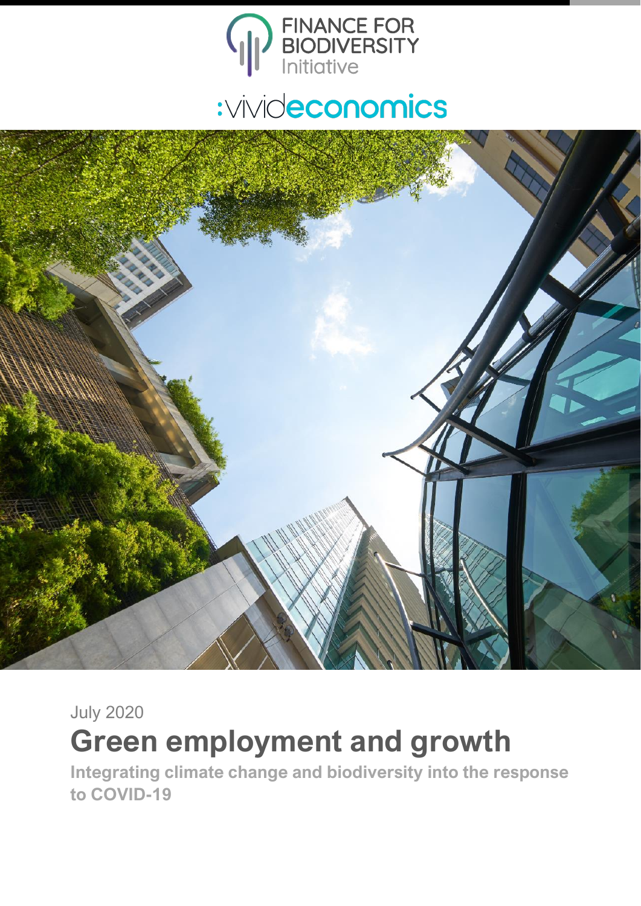FINANCE FOR BIODIVERSITY Initiative

:vivideconomics

July 2020

# Green employment and growth

## Integrating climate change and biodiversity into the response to COVID-19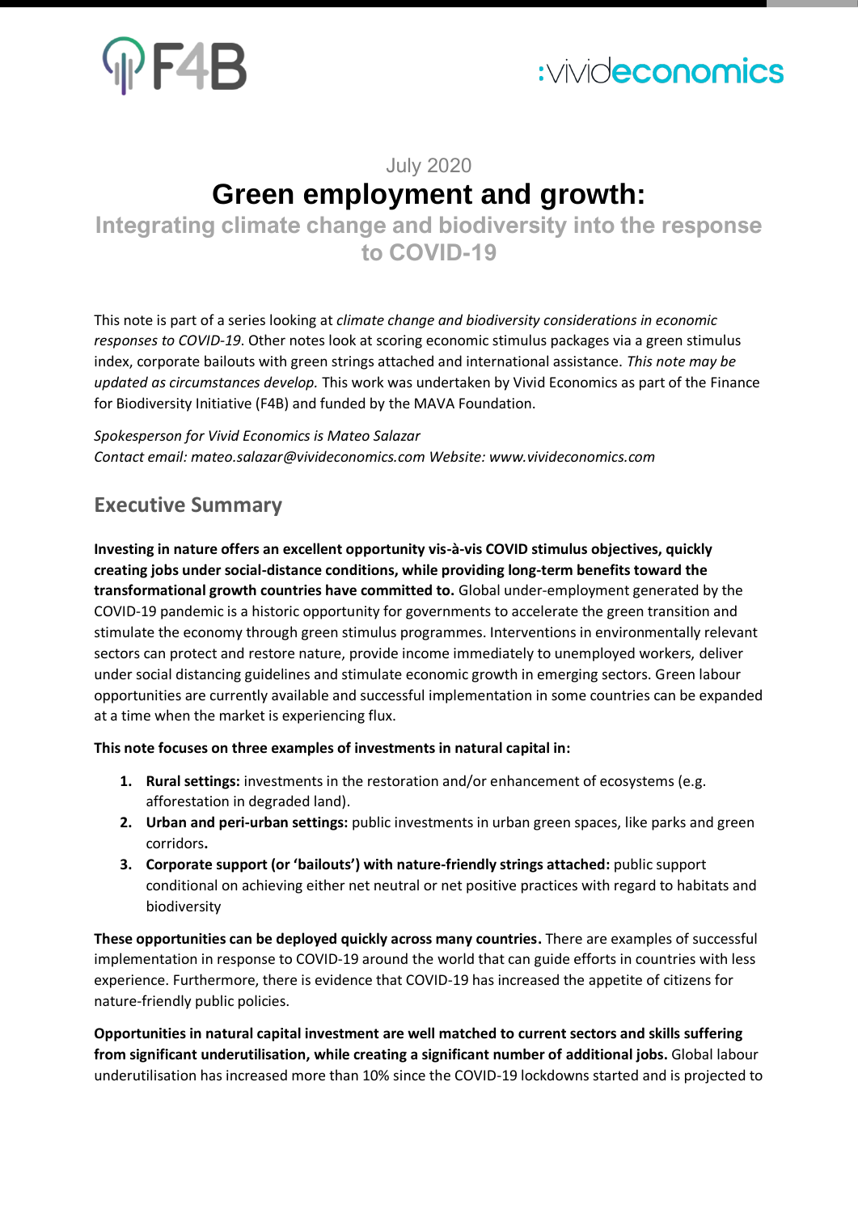July 2020

# Green employment and growth:

## Integrating climate change and biodiversity into the response to COVID-19

This note is part of a series looking at *climate change and biodiversity considerations in economic responses to COVID-19*. Other notes look at scoring economic stimulus packages via a green stimulus index, corporate bailouts with green strings attached and international assistance. *This note may be updated as circumstances develop.* This work was undertaken by Vivid Economics as part of the Finance for Biodiversity Initiative (F4B) and funded by the MAVA Foundation.

*Spokesperson for Vivid Economics is Mateo Salazar*
*Contact email: mateo.salazar@vivideconomics.com Website: www.vivideconomics.com*

## Executive Summary

**Investing in nature offers an excellent opportunity vis-à-vis COVID stimulus objectives, quickly creating jobs under social-distance conditions, while providing long-term benefits toward the transformational growth countries have committed to.** Global under-employment generated by the COVID-19 pandemic is a historic opportunity for governments to accelerate the green transition and stimulate the economy through green stimulus programmes. Interventions in environmentally relevant sectors can protect and restore nature, provide income immediately to unemployed workers, deliver under social distancing guidelines and stimulate economic growth in emerging sectors. Green labour opportunities are currently available and successful implementation in some countries can be expanded at a time when the market is experiencing flux.

**This note focuses on three examples of investments in natural capital in:**

1. **Rural settings:** investments in the restoration and/or enhancement of ecosystems (e.g. afforestation in degraded land).
2. **Urban and peri-urban settings:** public investments in urban green spaces, like parks and green corridors**.**
3. **Corporate support (or 'bailouts') with nature-friendly strings attached:** public support conditional on achieving either net neutral or net positive practices with regard to habitats and biodiversity

**These opportunities can be deployed quickly across many countries.** There are examples of successful implementation in response to COVID-19 around the world that can guide efforts in countries with less experience. Furthermore, there is evidence that COVID-19 has increased the appetite of citizens for nature-friendly public policies.

**Opportunities in natural capital investment are well matched to current sectors and skills suffering from significant underutilisation, while creating a significant number of additional jobs.** Global labour underutilisation has increased more than 10% since the COVID-19 lockdowns started and is projected to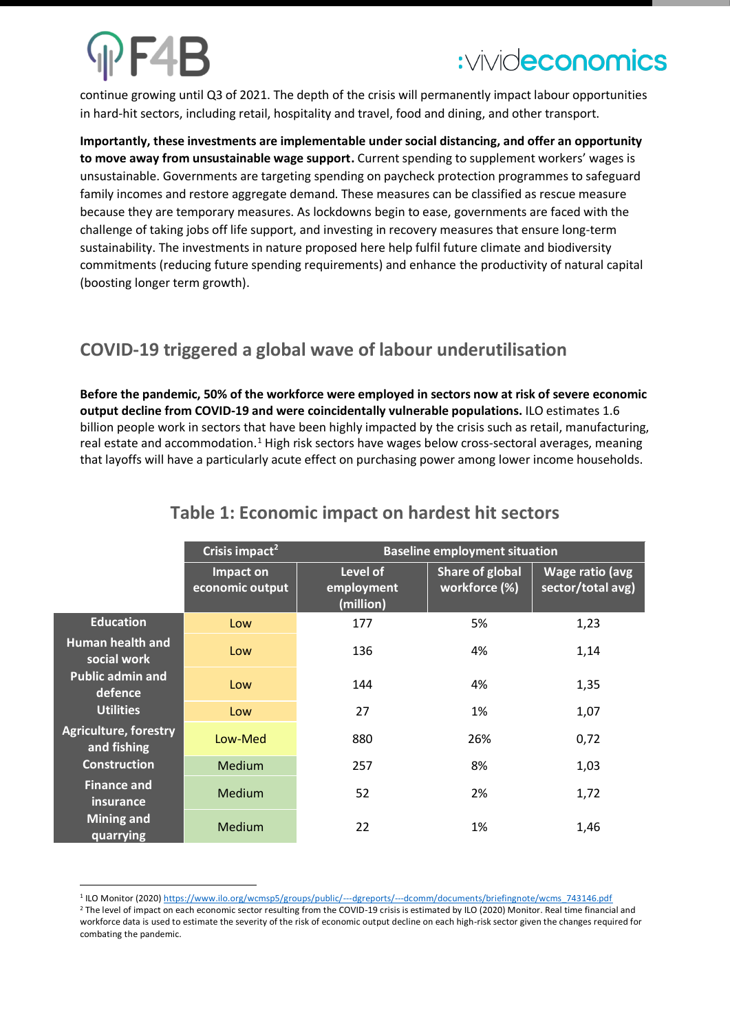continue growing until Q3 of 2021. The depth of the crisis will permanently impact labour opportunities in hard-hit sectors, including retail, hospitality and travel, food and dining, and other transport.

**Importantly, these investments are implementable under social distancing, and offer an opportunity to move away from unsustainable wage support.** Current spending to supplement workers' wages is unsustainable. Governments are targeting spending on paycheck protection programmes to safeguard family incomes and restore aggregate demand. These measures can be classified as rescue measure because they are temporary measures. As lockdowns begin to ease, governments are faced with the challenge of taking jobs off life support, and investing in recovery measures that ensure long-term sustainability. The investments in nature proposed here help fulfil future climate and biodiversity commitments (reducing future spending requirements) and enhance the productivity of natural capital (boosting longer term growth).

## COVID-19 triggered a global wave of labour underutilisation

**Before the pandemic, 50% of the workforce were employed in sectors now at risk of severe economic output decline from COVID-19 and were coincidentally vulnerable populations.** ILO estimates 1.6 billion people work in sectors that have been highly impacted by the crisis such as retail, manufacturing, real estate and accommodation.[1] High risk sectors have wages below cross-sectoral averages, meaning that layoffs will have a particularly acute effect on purchasing power among lower income households.

### Table 1: Economic impact on hardest hit sectors

| | Crisis impact[2] | Baseline employment situation | | |
|---|---|---|---|---|
| | Impact on economic output | Level of employment (million) | Share of global workforce (%) | Wage ratio (avg sector/total avg) |
| Education | Low | 177 | 5% | 1,23 |
| Human health and social work | Low | 136 | 4% | 1,14 |
| Public admin and defence | Low | 144 | 4% | 1,35 |
| Utilities | Low | 27 | 1% | 1,07 |
| Agriculture, forestry and fishing | Low-Med | 880 | 26% | 0,72 |
| Construction | Medium | 257 | 8% | 1,03 |
| Finance and insurance | Medium | 52 | 2% | 1,72 |
| Mining and quarrying | Medium | 22 | 1% | 1,46 |

[1] ILO Monitor (2020) https://www.ilo.org/wcmsp5/groups/public/---dgreports/---dcomm/documents/briefingnote/wcms_743146.pdf

[2] The level of impact on each economic sector resulting from the COVID-19 crisis is estimated by ILO (2020) Monitor. Real time financial and workforce data is used to estimate the severity of the risk of economic output decline on each high-risk sector given the changes required for combating the pandemic.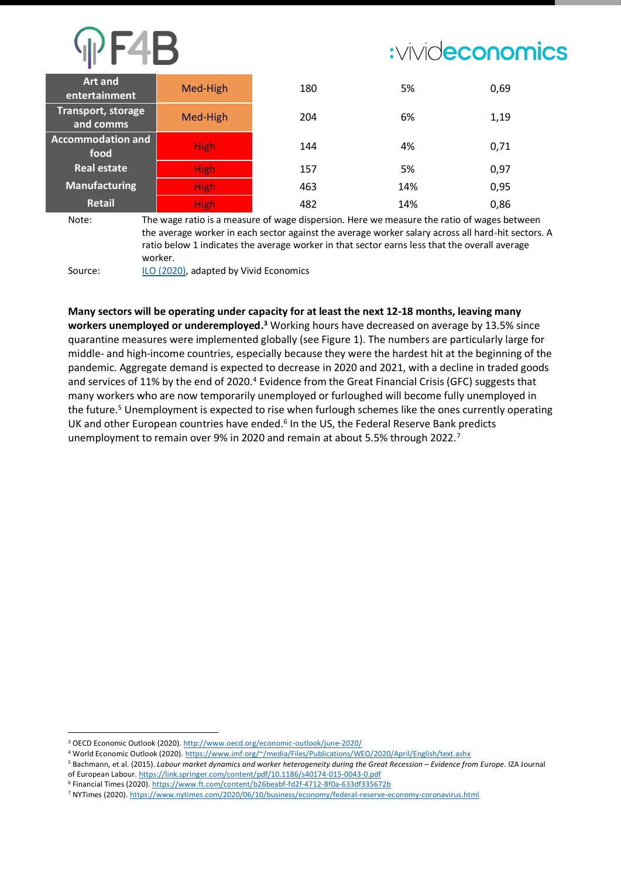| | | | | |
|---|---|---|---|---|
| **Art and entertainment** | Med-High | 180 | 5% | 0,69 |
| **Transport, storage and comms** | Med-High | 204 | 6% | 1,19 |
| **Accommodation and food** | High | 144 | 4% | 0,71 |
| **Real estate** | High | 157 | 5% | 0,97 |
| **Manufacturing** | High | 463 | 14% | 0,95 |
| **Retail** | High | 482 | 14% | 0,86 |

Note: The wage ratio is a measure of wage dispersion. Here we measure the ratio of wages between the average worker in each sector against the average worker salary across all hard-hit sectors. A ratio below 1 indicates the average worker in that sector earns less that the overall average worker.

Source: ILO (2020), adapted by Vivid Economics

**Many sectors will be operating under capacity for at least the next 12-18 months, leaving many workers unemployed or underemployed.**[3] Working hours have decreased on average by 13.5% since quarantine measures were implemented globally (see Figure 1). The numbers are particularly large for middle- and high-income countries, especially because they were the hardest hit at the beginning of the pandemic. Aggregate demand is expected to decrease in 2020 and 2021, with a decline in traded goods and services of 11% by the end of 2020.[4] Evidence from the Great Financial Crisis (GFC) suggests that many workers who are now temporarily unemployed or furloughed will become fully unemployed in the future.[5] Unemployment is expected to rise when furlough schemes like the ones currently operating UK and other European countries have ended.[6] In the US, the Federal Reserve Bank predicts unemployment to remain over 9% in 2020 and remain at about 5.5% through 2022.[7]

---

[3] OECD Economic Outlook (2020). http://www.oecd.org/economic-outlook/june-2020/

[4] World Economic Outlook (2020). https://www.imf.org/~/media/Files/Publications/WEO/2020/April/English/text.ashx

[5] Bachmann, et al. (2015). *Labour market dynamics and worker heterogeneity during the Great Recession – Evidence from Europe.* IZA Journal of European Labour. https://link.springer.com/content/pdf/10.1186/s40174-015-0043-0.pdf

[6] Financial Times (2020). https://www.ft.com/content/b26beabf-fd2f-4712-8f0a-633df335672b

[7] NYTimes (2020). https://www.nytimes.com/2020/06/10/business/economy/federal-reserve-economy-coronavirus.html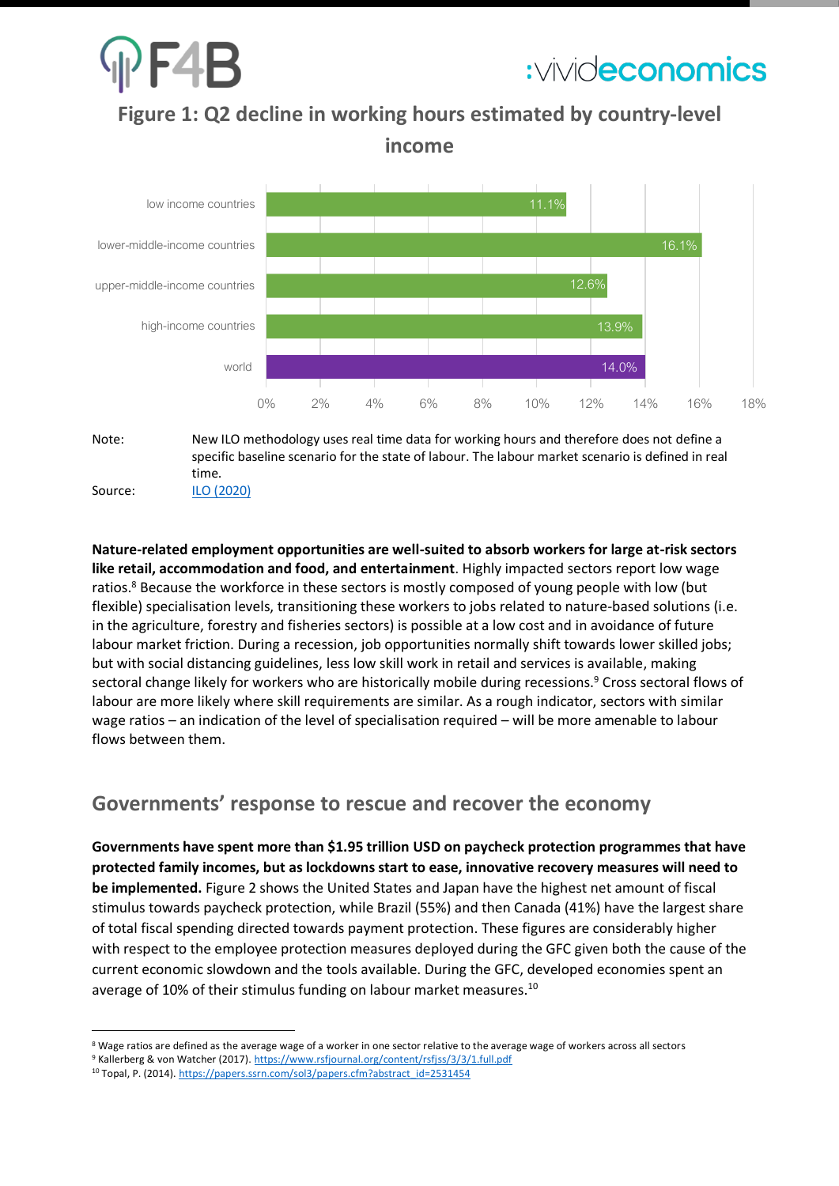**Figure 1: Q2 decline in working hours estimated by country-level income**

| | Decline in working hours |
|---|---|
| low income countries | 11.1% |
| lower-middle-income countries | 16.1% |
| upper-middle-income countries | 12.6% |
| high-income countries | 13.9% |
| world | 14.0% |

Note: New ILO methodology uses real time data for working hours and therefore does not define a specific baseline scenario for the state of labour. The labour market scenario is defined in real time.

Source: ILO (2020)

**Nature-related employment opportunities are well-suited to absorb workers for large at-risk sectors like retail, accommodation and food, and entertainment**. Highly impacted sectors report low wage ratios.[8] Because the workforce in these sectors is mostly composed of young people with low (but flexible) specialisation levels, transitioning these workers to jobs related to nature-based solutions (i.e. in the agriculture, forestry and fisheries sectors) is possible at a low cost and in avoidance of future labour market friction. During a recession, job opportunities normally shift towards lower skilled jobs; but with social distancing guidelines, less low skill work in retail and services is available, making sectoral change likely for workers who are historically mobile during recessions.[9] Cross sectoral flows of labour are more likely where skill requirements are similar. As a rough indicator, sectors with similar wage ratios – an indication of the level of specialisation required – will be more amenable to labour flows between them.

## Governments' response to rescue and recover the economy

**Governments have spent more than $1.95 trillion USD on paycheck protection programmes that have protected family incomes, but as lockdowns start to ease, innovative recovery measures will need to be implemented.** Figure 2 shows the United States and Japan have the highest net amount of fiscal stimulus towards paycheck protection, while Brazil (55%) and then Canada (41%) have the largest share of total fiscal spending directed towards payment protection. These figures are considerably higher with respect to the employee protection measures deployed during the GFC given both the cause of the current economic slowdown and the tools available. During the GFC, developed economies spent an average of 10% of their stimulus funding on labour market measures.[10]

---

[8] Wage ratios are defined as the average wage of a worker in one sector relative to the average wage of workers across all sectors

[9] Kallerberg & von Watcher (2017). https://www.rsfjournal.org/content/rsfjss/3/3/1.full.pdf

[10] Topal, P. (2014). https://papers.ssrn.com/sol3/papers.cfm?abstract_id=2531454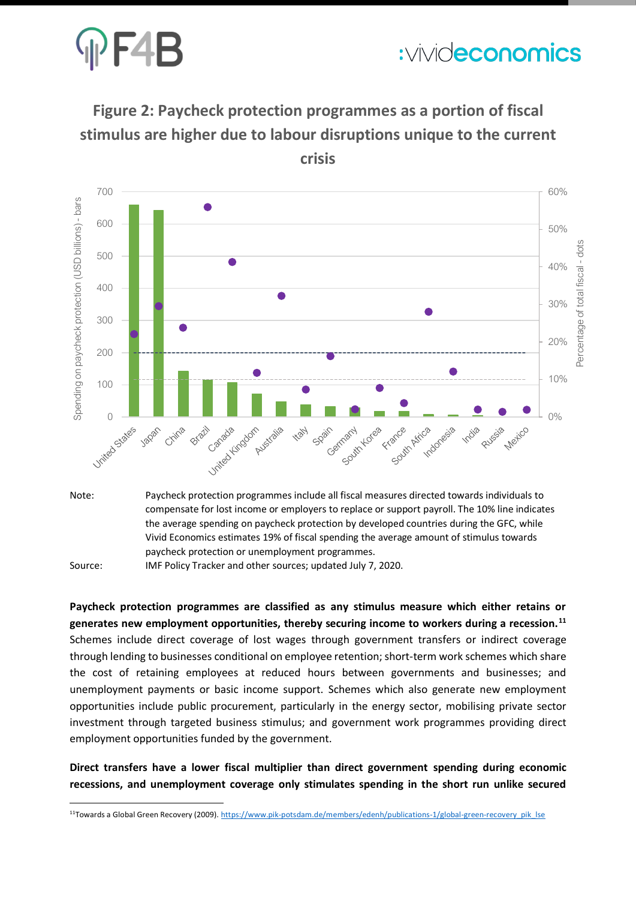**Figure 2: Paycheck protection programmes as a portion of fiscal stimulus are higher due to labour disruptions unique to the current crisis**

| Note: | Paycheck protection programmes include all fiscal measures directed towards individuals to compensate for lost income or employers to replace or support payroll. The 10% line indicates the average spending on paycheck protection by developed countries during the GFC, while Vivid Economics estimates 19% of fiscal spending the average amount of stimulus towards paycheck protection or unemployment programmes. |
|---|---|
| Source: | IMF Policy Tracker and other sources; updated July 7, 2020. |

**Paycheck protection programmes are classified as any stimulus measure which either retains or generates new employment opportunities, thereby securing income to workers during a recession.**[11] Schemes include direct coverage of lost wages through government transfers or indirect coverage through lending to businesses conditional on employee retention; short-term work schemes which share the cost of retaining employees at reduced hours between governments and businesses; and unemployment payments or basic income support. Schemes which also generate new employment opportunities include public procurement, particularly in the energy sector, mobilising private sector investment through targeted business stimulus; and government work programmes providing direct employment opportunities funded by the government.

**Direct transfers have a lower fiscal multiplier than direct government spending during economic recessions, and unemployment coverage only stimulates spending in the short run unlike secured**

[11] Towards a Global Green Recovery (2009). https://www.pik-potsdam.de/members/edenh/publications-1/global-green-recovery_pik_lse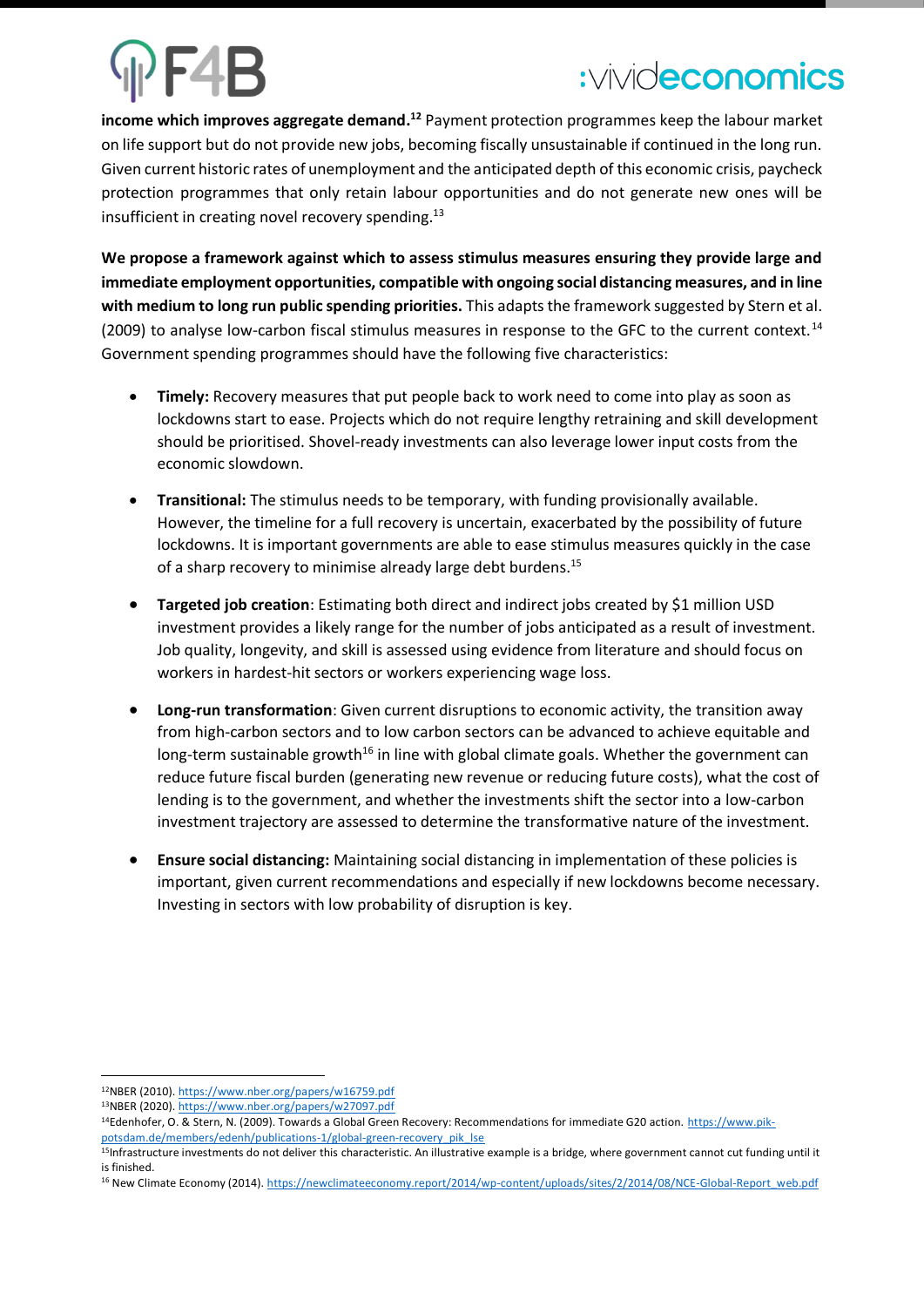**income which improves aggregate demand.**[12] Payment protection programmes keep the labour market on life support but do not provide new jobs, becoming fiscally unsustainable if continued in the long run. Given current historic rates of unemployment and the anticipated depth of this economic crisis, paycheck protection programmes that only retain labour opportunities and do not generate new ones will be insufficient in creating novel recovery spending.[13]

**We propose a framework against which to assess stimulus measures ensuring they provide large and immediate employment opportunities, compatible with ongoing social distancing measures, and in line with medium to long run public spending priorities.** This adapts the framework suggested by Stern et al. (2009) to analyse low-carbon fiscal stimulus measures in response to the GFC to the current context.[14] Government spending programmes should have the following five characteristics:

- **Timely:** Recovery measures that put people back to work need to come into play as soon as lockdowns start to ease. Projects which do not require lengthy retraining and skill development should be prioritised. Shovel-ready investments can also leverage lower input costs from the economic slowdown.
- **Transitional:** The stimulus needs to be temporary, with funding provisionally available. However, the timeline for a full recovery is uncertain, exacerbated by the possibility of future lockdowns. It is important governments are able to ease stimulus measures quickly in the case of a sharp recovery to minimise already large debt burdens.[15]
- **Targeted job creation**: Estimating both direct and indirect jobs created by $1 million USD investment provides a likely range for the number of jobs anticipated as a result of investment. Job quality, longevity, and skill is assessed using evidence from literature and should focus on workers in hardest-hit sectors or workers experiencing wage loss.
- **Long-run transformation**: Given current disruptions to economic activity, the transition away from high-carbon sectors and to low carbon sectors can be advanced to achieve equitable and long-term sustainable growth[16] in line with global climate goals. Whether the government can reduce future fiscal burden (generating new revenue or reducing future costs), what the cost of lending is to the government, and whether the investments shift the sector into a low-carbon investment trajectory are assessed to determine the transformative nature of the investment.
- **Ensure social distancing:** Maintaining social distancing in implementation of these policies is important, given current recommendations and especially if new lockdowns become necessary. Investing in sectors with low probability of disruption is key.

---

[12] NBER (2010). https://www.nber.org/papers/w16759.pdf

[13] NBER (2020). https://www.nber.org/papers/w27097.pdf

[14] Edenhofer, O. & Stern, N. (2009). Towards a Global Green Recovery: Recommendations for immediate G20 action. https://www.pik-potsdam.de/members/edenh/publications-1/global-green-recovery_pik_lse

[15] Infrastructure investments do not deliver this characteristic. An illustrative example is a bridge, where government cannot cut funding until it is finished.

[16] New Climate Economy (2014). https://newclimateeconomy.report/2014/wp-content/uploads/sites/2/2014/08/NCE-Global-Report_web.pdf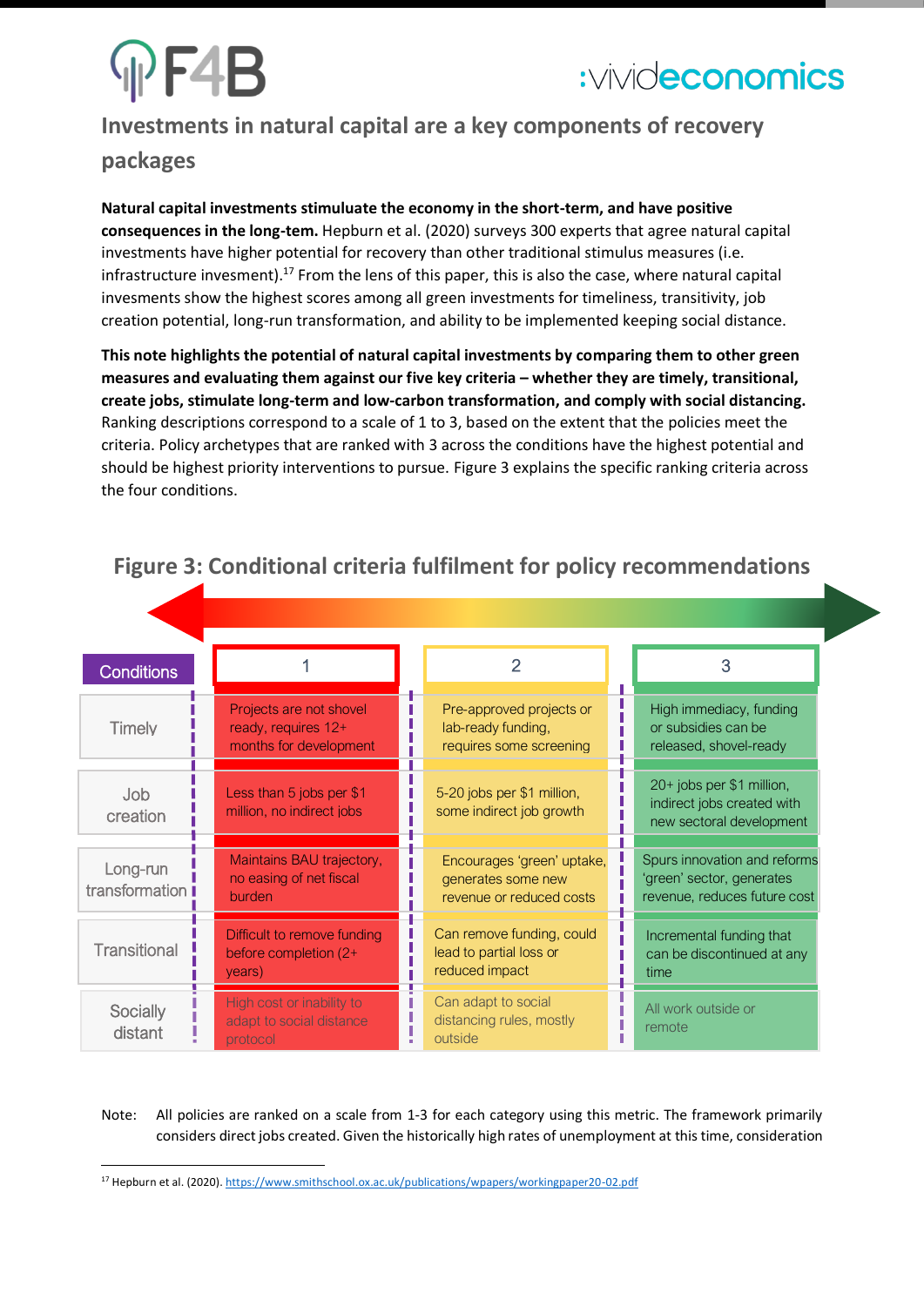## Investments in natural capital are a key components of recovery packages

**Natural capital investments stimuluate the economy in the short-term, and have positive consequences in the long-tem.** Hepburn et al. (2020) surveys 300 experts that agree natural capital investments have higher potential for recovery than other traditional stimulus measures (i.e. infrastructure invesment).[17] From the lens of this paper, this is also the case, where natural capital invesments show the highest scores among all green investments for timeliness, transitivity, job creation potential, long-run transformation, and ability to be implemented keeping social distance.

**This note highlights the potential of natural capital investments by comparing them to other green measures and evaluating them against our five key criteria – whether they are timely, transitional, create jobs, stimulate long-term and low-carbon transformation, and comply with social distancing.** Ranking descriptions correspond to a scale of 1 to 3, based on the extent that the policies meet the criteria. Policy archetypes that are ranked with 3 across the conditions have the highest potential and should be highest priority interventions to pursue. Figure 3 explains the specific ranking criteria across the four conditions.

### Figure 3: Conditional criteria fulfilment for policy recommendations

| Conditions | 1 | 2 | 3 |
|---|---|---|---|
| Timely | Projects are not shovel ready, requires 12+ months for development | Pre-approved projects or lab-ready funding, requires some screening | High immediacy, funding or subsidies can be released, shovel-ready |
| Job creation | Less than 5 jobs per $1 million, no indirect jobs | 5-20 jobs per $1 million, some indirect job growth | 20+ jobs per $1 million, indirect jobs created with new sectoral development |
| Long-run transformation | Maintains BAU trajectory, no easing of net fiscal burden | Encourages 'green' uptake, generates some new revenue or reduced costs | Spurs innovation and reforms 'green' sector, generates revenue, reduces future cost |
| Transitional | Difficult to remove funding before completion (2+ years) | Can remove funding, could lead to partial loss or reduced impact | Incremental funding that can be discontinued at any time |
| Socially distant | High cost or inability to adapt to social distance protocol | Can adapt to social distancing rules, mostly outside | All work outside or remote |

Note: All policies are ranked on a scale from 1-3 for each category using this metric. The framework primarily considers direct jobs created. Given the historically high rates of unemployment at this time, consideration

[17] Hepburn et al. (2020). https://www.smithschool.ox.ac.uk/publications/wpapers/workingpaper20-02.pdf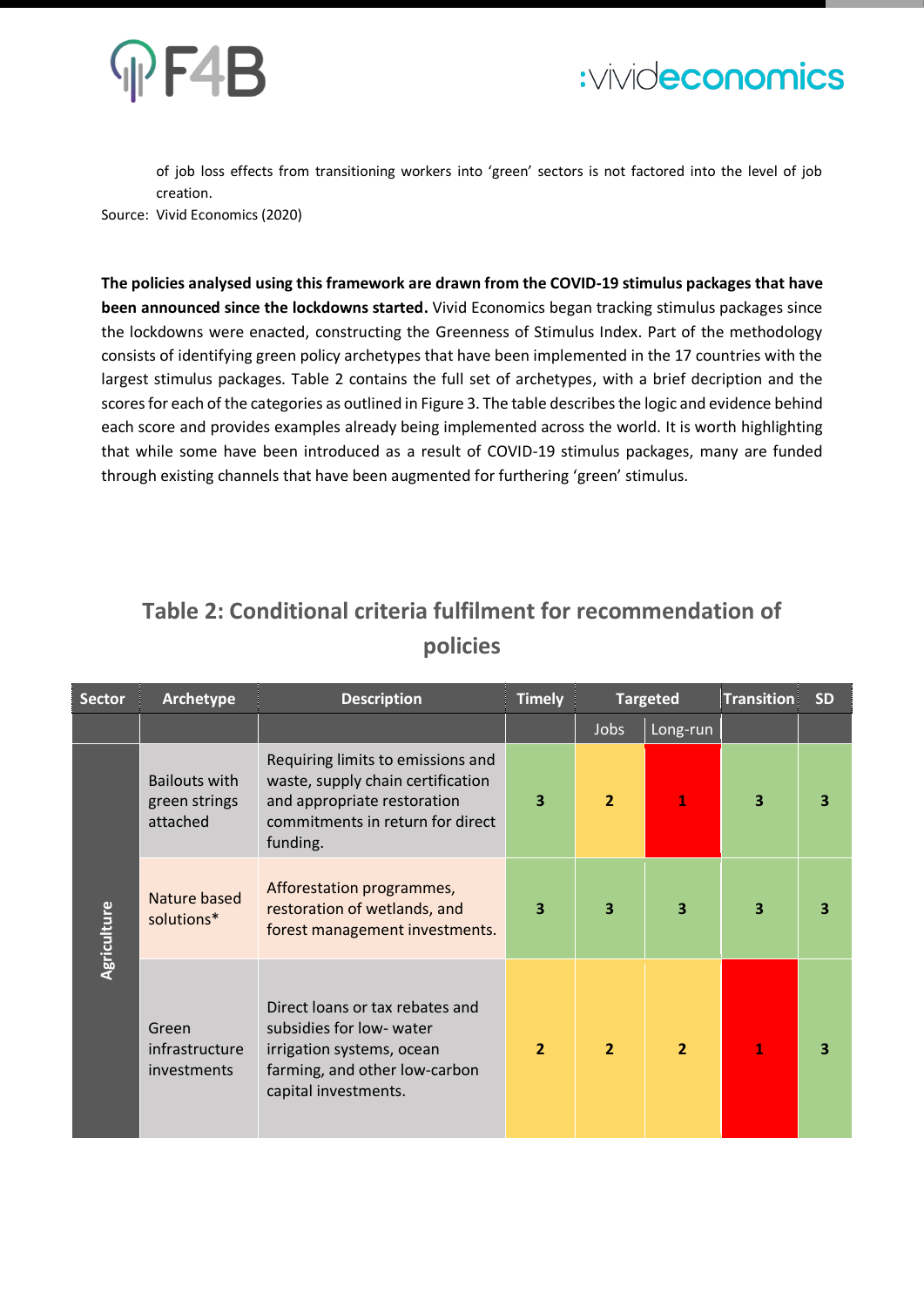of job loss effects from transitioning workers into 'green' sectors is not factored into the level of job creation.

Source: Vivid Economics (2020)

**The policies analysed using this framework are drawn from the COVID-19 stimulus packages that have been announced since the lockdowns started.** Vivid Economics began tracking stimulus packages since the lockdowns were enacted, constructing the Greenness of Stimulus Index. Part of the methodology consists of identifying green policy archetypes that have been implemented in the 17 countries with the largest stimulus packages. Table 2 contains the full set of archetypes, with a brief decription and the scores for each of the categories as outlined in Figure 3. The table describes the logic and evidence behind each score and provides examples already being implemented across the world. It is worth highlighting that while some have been introduced as a result of COVID-19 stimulus packages, many are funded through existing channels that have been augmented for furthering 'green' stimulus.

## Table 2: Conditional criteria fulfilment for recommendation of policies

| Sector | Archetype | Description | Timely | Targeted | | Transition | SD |
|---|---|---|---|---|---|---|---|
| | | | | Jobs | Long-run | | |
| Agriculture | Bailouts with green strings attached | Requiring limits to emissions and waste, supply chain certification and appropriate restoration commitments in return for direct funding. | 3 | 2 | 1 | 3 | 3 |
| | Nature based solutions* | Afforestation programmes, restoration of wetlands, and forest management investments. | 3 | 3 | 3 | 3 | 3 |
| | Green infrastructure investments | Direct loans or tax rebates and subsidies for low- water irrigation systems, ocean farming, and other low-carbon capital investments. | 2 | 2 | 2 | 1 | 3 |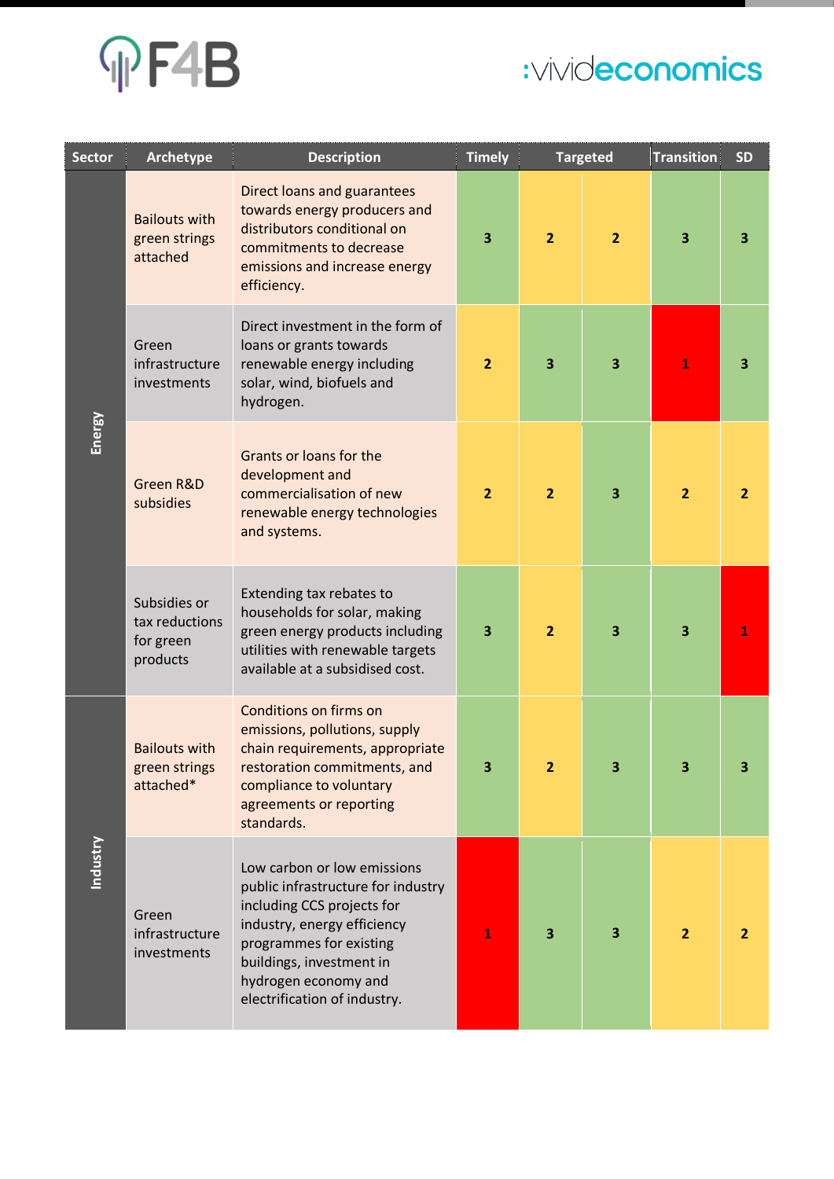| Sector | Archetype | Description | Timely | Targeted | | Transition | SD |
|---|---|---|---|---|---|---|---|
| Energy | Bailouts with green strings attached | Direct loans and guarantees towards energy producers and distributors conditional on commitments to decrease emissions and increase energy efficiency. | 3 | 2 | 2 | 3 | 3 |
| | Green infrastructure investments | Direct investment in the form of loans or grants towards renewable energy including solar, wind, biofuels and hydrogen. | 2 | 3 | 3 | 1 | 3 |
| | Green R&D subsidies | Grants or loans for the development and commercialisation of new renewable energy technologies and systems. | 2 | 2 | 3 | 2 | 2 |
| | Subsidies or tax reductions for green products | Extending tax rebates to households for solar, making green energy products including utilities with renewable targets available at a subsidised cost. | 3 | 2 | 3 | 3 | 1 |
| Industry | Bailouts with green strings attached* | Conditions on firms on emissions, pollutions, supply chain requirements, appropriate restoration commitments, and compliance to voluntary agreements or reporting standards. | 3 | 2 | 3 | 3 | 3 |
| | Green infrastructure investments | Low carbon or low emissions public infrastructure for industry including CCS projects for industry, energy efficiency programmes for existing buildings, investment in hydrogen economy and electrification of industry. | 1 | 3 | 3 | 2 | 2 |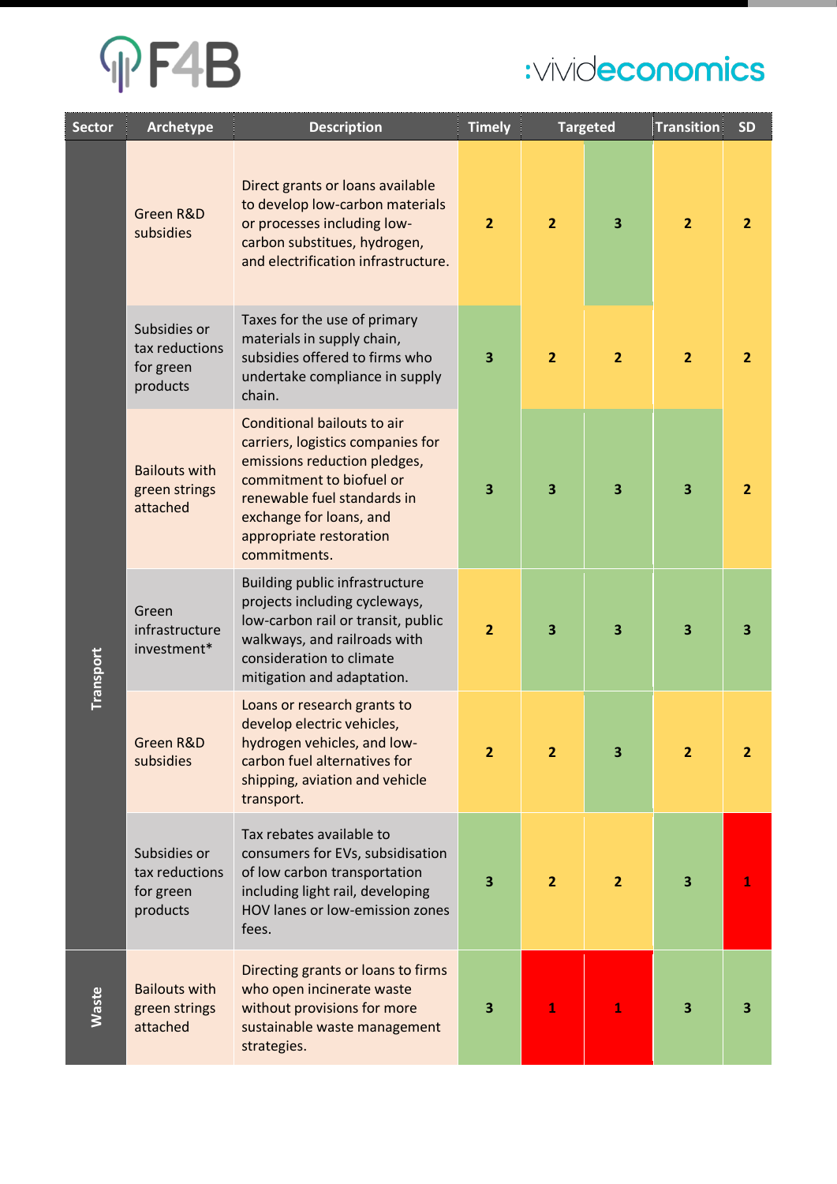| Sector | Archetype | Description | Timely | Targeted | | Transition | SD |
|---|---|---|---|---|---|---|---|
| Transport | Green R&D subsidies | Direct grants or loans available to develop low-carbon materials or processes including low-carbon substitues, hydrogen, and electrification infrastructure. | 2 | 2 | 3 | 2 | 2 |
| Transport | Subsidies or tax reductions for green products | Taxes for the use of primary materials in supply chain, subsidies offered to firms who undertake compliance in supply chain. | 3 | 2 | 2 | 2 | 2 |
| Transport | Bailouts with green strings attached | Conditional bailouts to air carriers, logistics companies for emissions reduction pledges, commitment to biofuel or renewable fuel standards in exchange for loans, and appropriate restoration commitments. | 3 | 3 | 3 | 3 | 2 |
| Transport | Green infrastructure investment* | Building public infrastructure projects including cycleways, low-carbon rail or transit, public walkways, and railroads with consideration to climate mitigation and adaptation. | 2 | 3 | 3 | 3 | 3 |
| Transport | Green R&D subsidies | Loans or research grants to develop electric vehicles, hydrogen vehicles, and low-carbon fuel alternatives for shipping, aviation and vehicle transport. | 2 | 2 | 3 | 2 | 2 |
| Transport | Subsidies or tax reductions for green products | Tax rebates available to consumers for EVs, subsidisation of low carbon transportation including light rail, developing HOV lanes or low-emission zones fees. | 3 | 2 | 2 | 3 | 1 |
| Waste | Bailouts with green strings attached | Directing grants or loans to firms who open incinerate waste without provisions for more sustainable waste management strategies. | 3 | 1 | 1 | 3 | 3 |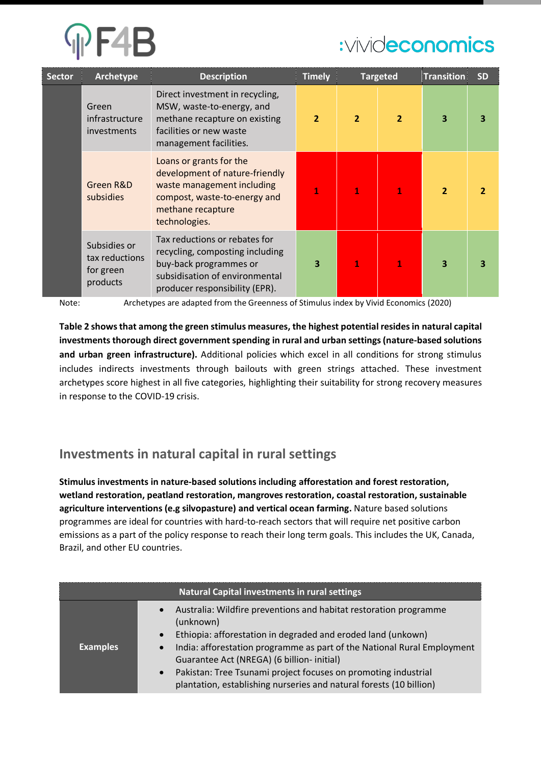| Sector | Archetype | Description | Timely | Targeted | | Transition | SD |
|---|---|---|---|---|---|---|---|
| | Green infrastructure investments | Direct investment in recycling, MSW, waste-to-energy, and methane recapture on existing facilities or new waste management facilities. | 2 | 2 | 2 | 3 | 3 |
| | Green R&D subsidies | Loans or grants for the development of nature-friendly waste management including compost, waste-to-energy and methane recapture technologies. | 1 | 1 | 1 | 2 | 2 |
| | Subsidies or tax reductions for green products | Tax reductions or rebates for recycling, composting including buy-back programmes or subsidisation of environmental producer responsibility (EPR). | 3 | 1 | 1 | 3 | 3 |

Note: Archetypes are adapted from the Greenness of Stimulus index by Vivid Economics (2020)

**Table 2 shows that among the green stimulus measures, the highest potential resides in natural capital investments thorough direct government spending in rural and urban settings (nature-based solutions and urban green infrastructure).** Additional policies which excel in all conditions for strong stimulus includes indirects investments through bailouts with green strings attached. These investment archetypes score highest in all five categories, highlighting their suitability for strong recovery measures in response to the COVID-19 crisis.

## Investments in natural capital in rural settings

**Stimulus investments in nature-based solutions including afforestation and forest restoration, wetland restoration, peatland restoration, mangroves restoration, coastal restoration, sustainable agriculture interventions (e.g silvopasture) and vertical ocean farming.** Nature based solutions programmes are ideal for countries with hard-to-reach sectors that will require net positive carbon emissions as a part of the policy response to reach their long term goals. This includes the UK, Canada, Brazil, and other EU countries.

| Natural Capital investments in rural settings | |
|---|---|
| **Examples** | • Australia: Wildfire preventions and habitat restoration programme (unknown)<br>• Ethiopia: afforestation in degraded and eroded land (unkown)<br>• India: afforestation programme as part of the National Rural Employment Guarantee Act (NREGA) (6 billion- initial)<br>• Pakistan: Tree Tsunami project focuses on promoting industrial plantation, establishing nurseries and natural forests (10 billion) |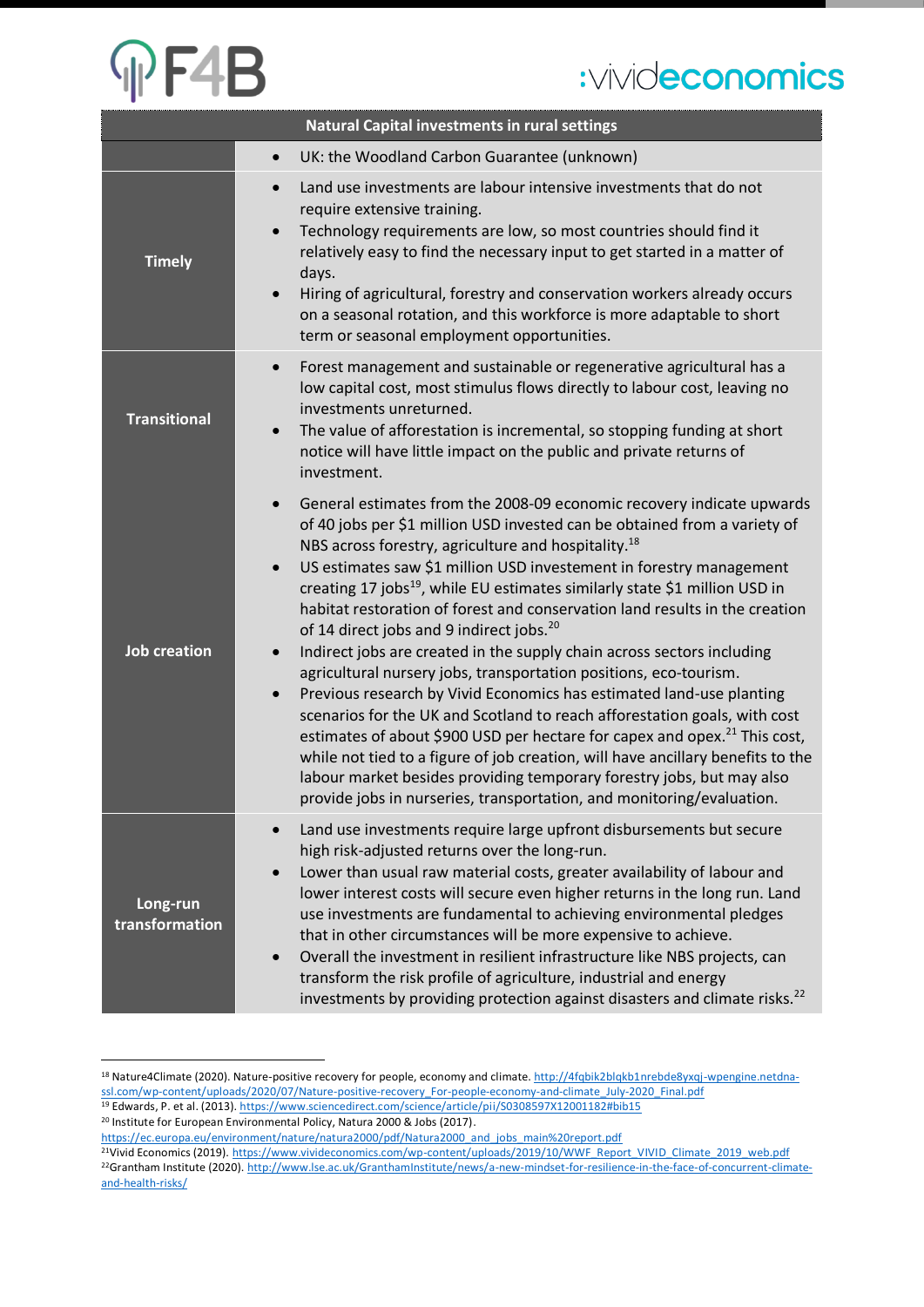| Natural Capital investments in rural settings | |
|---|---|
| | • UK: the Woodland Carbon Guarantee (unknown) |
| **Timely** | • Land use investments are labour intensive investments that do not require extensive training.<br>• Technology requirements are low, so most countries should find it relatively easy to find the necessary input to get started in a matter of days.<br>• Hiring of agricultural, forestry and conservation workers already occurs on a seasonal rotation, and this workforce is more adaptable to short term or seasonal employment opportunities. |
| **Transitional** | • Forest management and sustainable or regenerative agricultural has a low capital cost, most stimulus flows directly to labour cost, leaving no investments unreturned.<br>• The value of afforestation is incremental, so stopping funding at short notice will have little impact on the public and private returns of investment. |
| **Job creation** | • General estimates from the 2008-09 economic recovery indicate upwards of 40 jobs per $1 million USD invested can be obtained from a variety of NBS across forestry, agriculture and hospitality.[18]<br>• US estimates saw $1 million USD investement in forestry management creating 17 jobs[19], while EU estimates similarly state $1 million USD in habitat restoration of forest and conservation land results in the creation of 14 direct jobs and 9 indirect jobs.[20]<br>• Indirect jobs are created in the supply chain across sectors including agricultural nursery jobs, transportation positions, eco-tourism.<br>• Previous research by Vivid Economics has estimated land-use planting scenarios for the UK and Scotland to reach afforestation goals, with cost estimates of about $900 USD per hectare for capex and opex.[21] This cost, while not tied to a figure of job creation, will have ancillary benefits to the labour market besides providing temporary forestry jobs, but may also provide jobs in nurseries, transportation, and monitoring/evaluation. |
| **Long-run transformation** | • Land use investments require large upfront disbursements but secure high risk-adjusted returns over the long-run.<br>• Lower than usual raw material costs, greater availability of labour and lower interest costs will secure even higher returns in the long run. Land use investments are fundamental to achieving environmental pledges that in other circumstances will be more expensive to achieve.<br>• Overall the investment in resilient infrastructure like NBS projects, can transform the risk profile of agriculture, industrial and energy investments by providing protection against disasters and climate risks.[22] |

[18] Nature4Climate (2020). Nature-positive recovery for people, economy and climate. http://4fqbik2blqkb1nrebde8yxqj-wpengine.netdna-ssl.com/wp-content/uploads/2020/07/Nature-positive-recovery_For-people-economy-and-climate_July-2020_Final.pdf

[19] Edwards, P. et al. (2013). https://www.sciencedirect.com/science/article/pii/S0308597X12001182#bib15

[20] Institute for European Environmental Policy, Natura 2000 & Jobs (2017). https://ec.europa.eu/environment/nature/natura2000/pdf/Natura2000_and_jobs_main%20report.pdf

[21] Vivid Economics (2019). https://www.vivideconomics.com/wp-content/uploads/2019/10/WWF_Report_VIVID_Climate_2019_web.pdf

[22] Grantham Institute (2020). http://www.lse.ac.uk/GranthamInstitute/news/a-new-mindset-for-resilience-in-the-face-of-concurrent-climate-and-health-risks/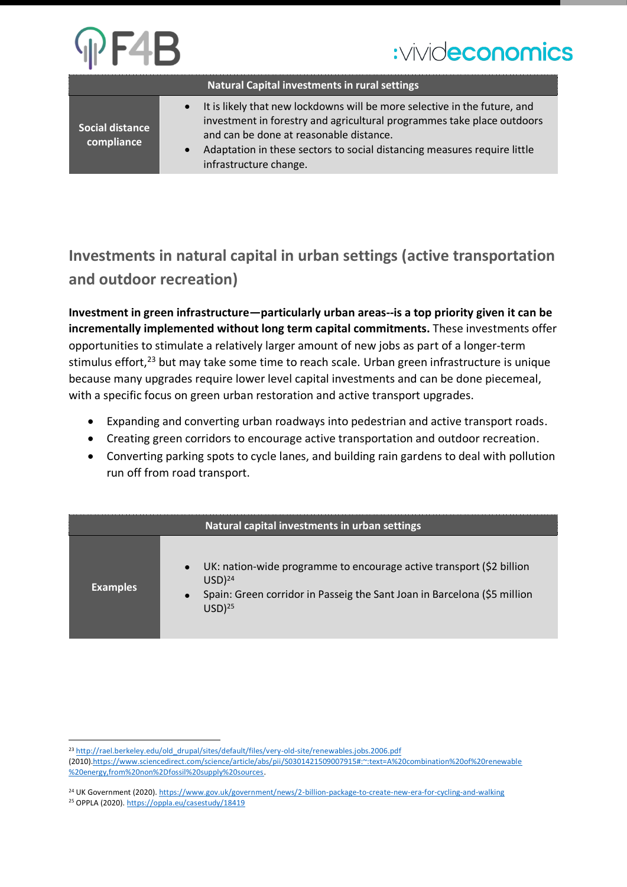| Natural Capital investments in rural settings | |
|---|---|
| **Social distance compliance** | • It is likely that new lockdowns will be more selective in the future, and investment in forestry and agricultural programmes take place outdoors and can be done at reasonable distance.<br>• Adaptation in these sectors to social distancing measures require little infrastructure change. |

## Investments in natural capital in urban settings (active transportation and outdoor recreation)

**Investment in green infrastructure—particularly urban areas--is a top priority given it can be incrementally implemented without long term capital commitments.** These investments offer opportunities to stimulate a relatively larger amount of new jobs as part of a longer-term stimulus effort,[23] but may take some time to reach scale. Urban green infrastructure is unique because many upgrades require lower level capital investments and can be done piecemeal, with a specific focus on green urban restoration and active transport upgrades.

- Expanding and converting urban roadways into pedestrian and active transport roads.
- Creating green corridors to encourage active transportation and outdoor recreation.
- Converting parking spots to cycle lanes, and building rain gardens to deal with pollution run off from road transport.

| Natural capital investments in urban settings | |
|---|---|
| **Examples** | • UK: nation-wide programme to encourage active transport ($2 billion USD)[24]<br>• Spain: Green corridor in Passeig the Sant Joan in Barcelona ($5 million USD)[25] |

[23] http://rael.berkeley.edu/old_drupal/sites/default/files/very-old-site/renewables.jobs.2006.pdf (2010).https://www.sciencedirect.com/science/article/abs/pii/S0301421509007915#:~:text=A%20combination%20of%20renewable%20energy,from%20non%2Dfossil%20supply%20sources.

[24] UK Government (2020). https://www.gov.uk/government/news/2-billion-package-to-create-new-era-for-cycling-and-walking

[25] OPPLA (2020). https://oppla.eu/casestudy/18419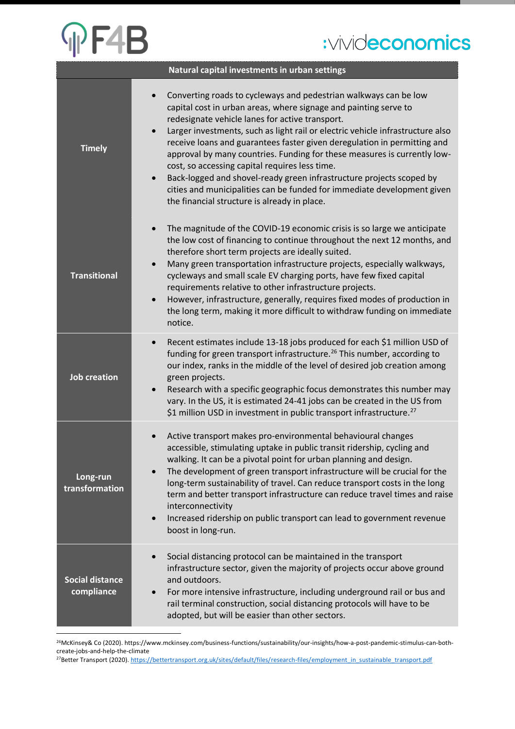| Natural capital investments in urban settings | |
|---|---|
| **Timely** | • Converting roads to cycleways and pedestrian walkways can be low capital cost in urban areas, where signage and painting serve to redesignate vehicle lanes for active transport.<br>• Larger investments, such as light rail or electric vehicle infrastructure also receive loans and guarantees faster given deregulation in permitting and approval by many countries. Funding for these measures is currently low-cost, so accessing capital requires less time.<br>• Back-logged and shovel-ready green infrastructure projects scoped by cities and municipalities can be funded for immediate development given the financial structure is already in place. |
| **Transitional** | • The magnitude of the COVID-19 economic crisis is so large we anticipate the low cost of financing to continue throughout the next 12 months, and therefore short term projects are ideally suited.<br>• Many green transportation infrastructure projects, especially walkways, cycleways and small scale EV charging ports, have few fixed capital requirements relative to other infrastructure projects.<br>• However, infrastructure, generally, requires fixed modes of production in the long term, making it more difficult to withdraw funding on immediate notice. |
| **Job creation** | • Recent estimates include 13-18 jobs produced for each $1 million USD of funding for green transport infrastructure.[26] This number, according to our index, ranks in the middle of the level of desired job creation among green projects.<br>• Research with a specific geographic focus demonstrates this number may vary. In the US, it is estimated 24-41 jobs can be created in the US from $1 million USD in investment in public transport infrastructure.[27] |
| **Long-run transformation** | • Active transport makes pro-environmental behavioural changes accessible, stimulating uptake in public transit ridership, cycling and walking. It can be a pivotal point for urban planning and design.<br>• The development of green transport infrastructure will be crucial for the long-term sustainability of travel. Can reduce transport costs in the long term and better transport infrastructure can reduce travel times and raise interconnectivity<br>• Increased ridership on public transport can lead to government revenue boost in long-run. |
| **Social distance compliance** | • Social distancing protocol can be maintained in the transport infrastructure sector, given the majority of projects occur above ground and outdoors.<br>• For more intensive infrastructure, including underground rail or bus and rail terminal construction, social distancing protocols will have to be adopted, but will be easier than other sectors. |

[26] McKinsey& Co (2020). https://www.mckinsey.com/business-functions/sustainability/our-insights/how-a-post-pandemic-stimulus-can-both-create-jobs-and-help-the-climate

[27] Better Transport (2020). https://bettertransport.org.uk/sites/default/files/research-files/employment_in_sustainable_transport.pdf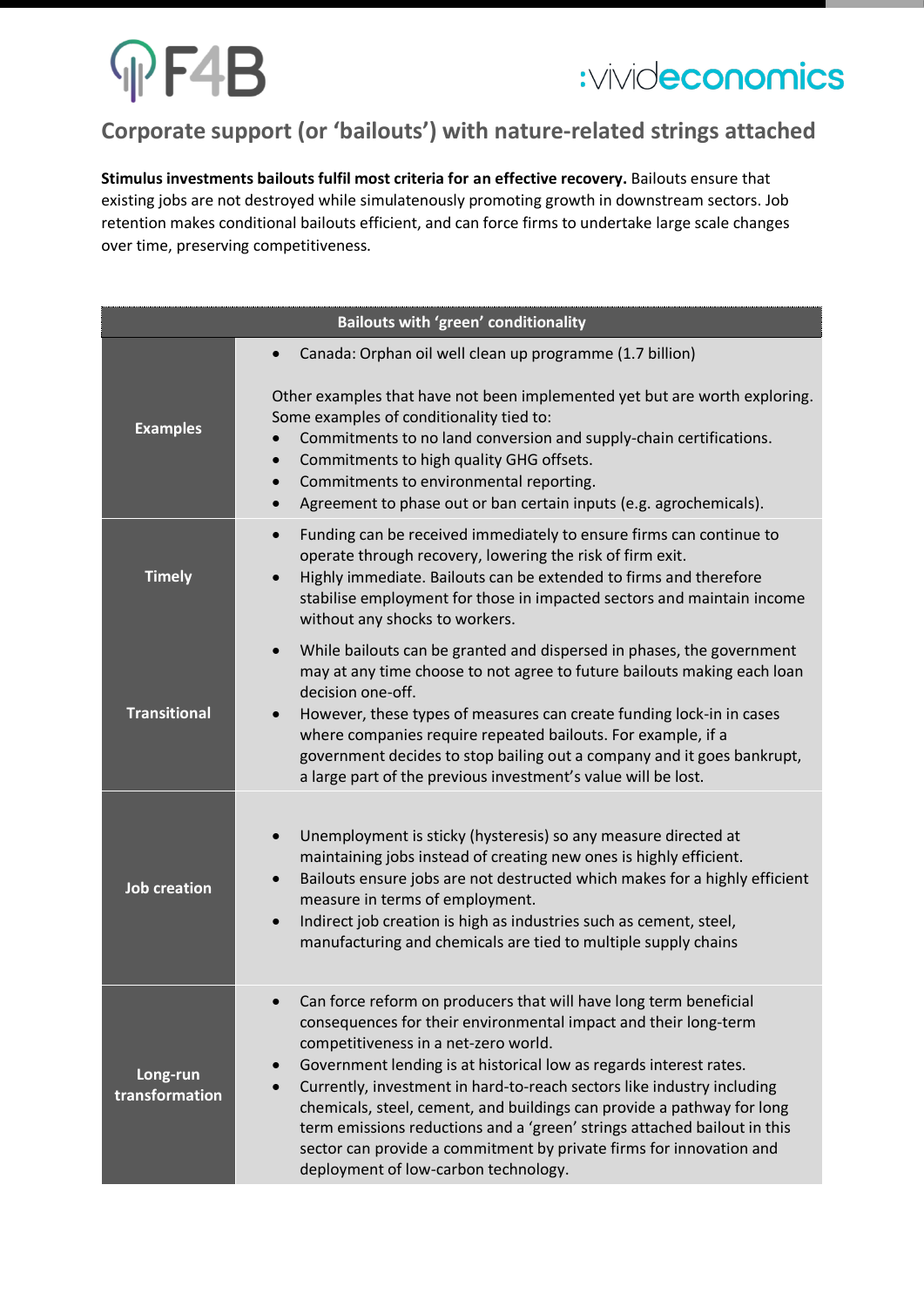## Corporate support (or 'bailouts') with nature-related strings attached

**Stimulus investments bailouts fulfil most criteria for an effective recovery.** Bailouts ensure that existing jobs are not destroyed while simulatenously promoting growth in downstream sectors. Job retention makes conditional bailouts efficient, and can force firms to undertake large scale changes over time, preserving competitiveness.

| Bailouts with 'green' conditionality | |
|---|---|
| **Examples** | • Canada: Orphan oil well clean up programme (1.7 billion)<br><br>Other examples that have not been implemented yet but are worth exploring. Some examples of conditionality tied to:<br>• Commitments to no land conversion and supply-chain certifications.<br>• Commitments to high quality GHG offsets.<br>• Commitments to environmental reporting.<br>• Agreement to phase out or ban certain inputs (e.g. agrochemicals). |
| **Timely** | • Funding can be received immediately to ensure firms can continue to operate through recovery, lowering the risk of firm exit.<br>• Highly immediate. Bailouts can be extended to firms and therefore stabilise employment for those in impacted sectors and maintain income without any shocks to workers. |
| **Transitional** | • While bailouts can be granted and dispersed in phases, the government may at any time choose to not agree to future bailouts making each loan decision one-off.<br>• However, these types of measures can create funding lock-in in cases where companies require repeated bailouts. For example, if a government decides to stop bailing out a company and it goes bankrupt, a large part of the previous investment's value will be lost. |
| **Job creation** | • Unemployment is sticky (hysteresis) so any measure directed at maintaining jobs instead of creating new ones is highly efficient.<br>• Bailouts ensure jobs are not destructed which makes for a highly efficient measure in terms of employment.<br>• Indirect job creation is high as industries such as cement, steel, manufacturing and chemicals are tied to multiple supply chains |
| **Long-run transformation** | • Can force reform on producers that will have long term beneficial consequences for their environmental impact and their long-term competitiveness in a net-zero world.<br>• Government lending is at historical low as regards interest rates.<br>• Currently, investment in hard-to-reach sectors like industry including chemicals, steel, cement, and buildings can provide a pathway for long term emissions reductions and a 'green' strings attached bailout in this sector can provide a commitment by private firms for innovation and deployment of low-carbon technology. |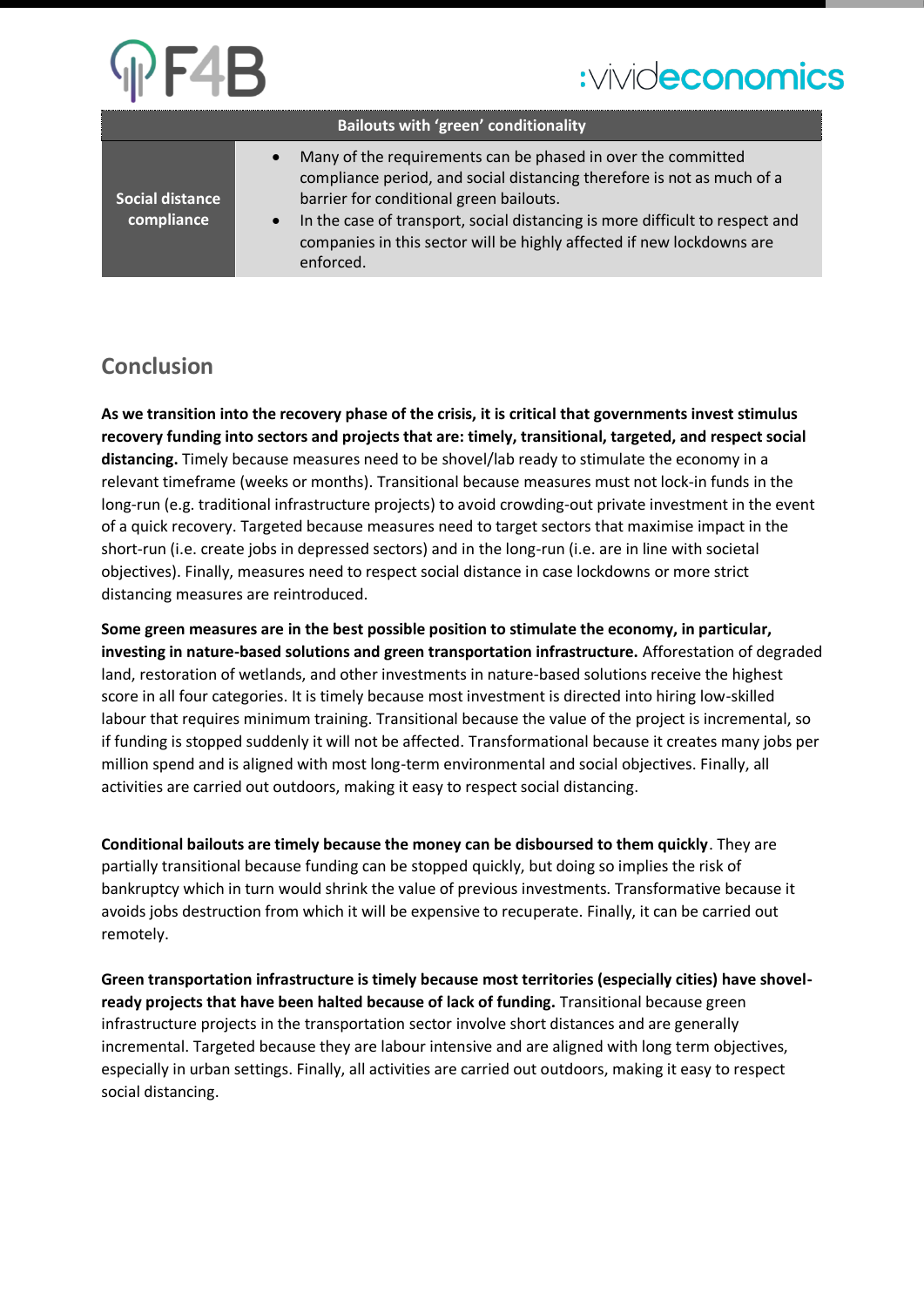| Bailouts with 'green' conditionality | |
|---|---|
| **Social distance compliance** | • Many of the requirements can be phased in over the committed compliance period, and social distancing therefore is not as much of a barrier for conditional green bailouts.<br>• In the case of transport, social distancing is more difficult to respect and companies in this sector will be highly affected if new lockdowns are enforced. |

## Conclusion

**As we transition into the recovery phase of the crisis, it is critical that governments invest stimulus recovery funding into sectors and projects that are: timely, transitional, targeted, and respect social distancing.** Timely because measures need to be shovel/lab ready to stimulate the economy in a relevant timeframe (weeks or months). Transitional because measures must not lock-in funds in the long-run (e.g. traditional infrastructure projects) to avoid crowding-out private investment in the event of a quick recovery. Targeted because measures need to target sectors that maximise impact in the short-run (i.e. create jobs in depressed sectors) and in the long-run (i.e. are in line with societal objectives). Finally, measures need to respect social distance in case lockdowns or more strict distancing measures are reintroduced.

**Some green measures are in the best possible position to stimulate the economy, in particular, investing in nature-based solutions and green transportation infrastructure.** Afforestation of degraded land, restoration of wetlands, and other investments in nature-based solutions receive the highest score in all four categories. It is timely because most investment is directed into hiring low-skilled labour that requires minimum training. Transitional because the value of the project is incremental, so if funding is stopped suddenly it will not be affected. Transformational because it creates many jobs per million spend and is aligned with most long-term environmental and social objectives. Finally, all activities are carried out outdoors, making it easy to respect social distancing.

**Conditional bailouts are timely because the money can be disboursed to them quickly**. They are partially transitional because funding can be stopped quickly, but doing so implies the risk of bankruptcy which in turn would shrink the value of previous investments. Transformative because it avoids jobs destruction from which it will be expensive to recuperate. Finally, it can be carried out remotely.

**Green transportation infrastructure is timely because most territories (especially cities) have shovel-ready projects that have been halted because of lack of funding.** Transitional because green infrastructure projects in the transportation sector involve short distances and are generally incremental. Targeted because they are labour intensive and are aligned with long term objectives, especially in urban settings. Finally, all activities are carried out outdoors, making it easy to respect social distancing.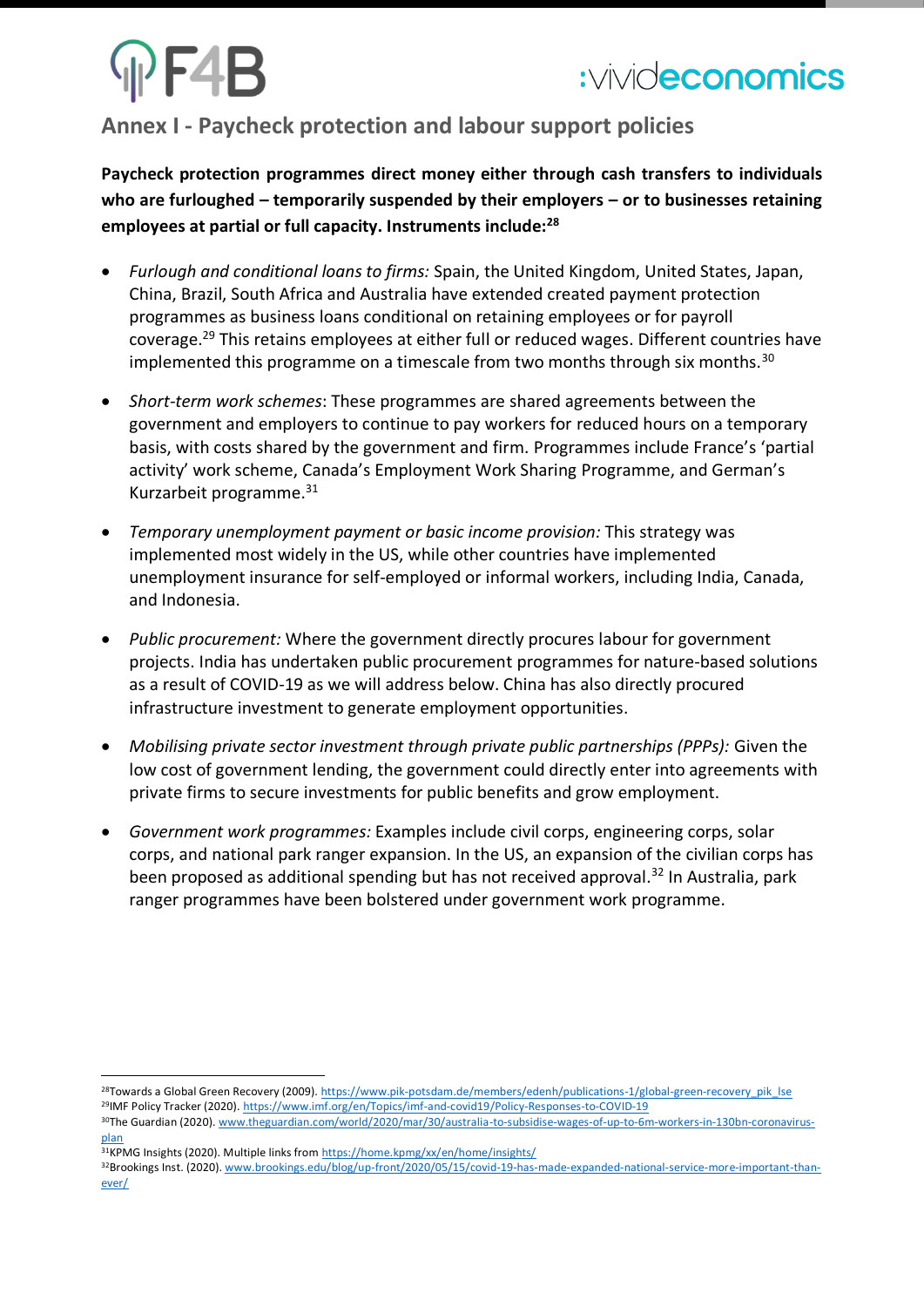## Annex I - Paycheck protection and labour support policies

**Paycheck protection programmes direct money either through cash transfers to individuals who are furloughed – temporarily suspended by their employers – or to businesses retaining employees at partial or full capacity. Instruments include:[28]**

- *Furlough and conditional loans to firms:* Spain, the United Kingdom, United States, Japan, China, Brazil, South Africa and Australia have extended created payment protection programmes as business loans conditional on retaining employees or for payroll coverage.[29] This retains employees at either full or reduced wages. Different countries have implemented this programme on a timescale from two months through six months.[30]

- *Short-term work schemes*: These programmes are shared agreements between the government and employers to continue to pay workers for reduced hours on a temporary basis, with costs shared by the government and firm. Programmes include France's 'partial activity' work scheme, Canada's Employment Work Sharing Programme, and German's Kurzarbeit programme.[31]

- *Temporary unemployment payment or basic income provision:* This strategy was implemented most widely in the US, while other countries have implemented unemployment insurance for self-employed or informal workers, including India, Canada, and Indonesia.

- *Public procurement:* Where the government directly procures labour for government projects. India has undertaken public procurement programmes for nature-based solutions as a result of COVID-19 as we will address below. China has also directly procured infrastructure investment to generate employment opportunities.

- *Mobilising private sector investment through private public partnerships (PPPs):* Given the low cost of government lending, the government could directly enter into agreements with private firms to secure investments for public benefits and grow employment.

- *Government work programmes:* Examples include civil corps, engineering corps, solar corps, and national park ranger expansion. In the US, an expansion of the civilian corps has been proposed as additional spending but has not received approval.[32] In Australia, park ranger programmes have been bolstered under government work programme.

---

[28] Towards a Global Green Recovery (2009). https://www.pik-potsdam.de/members/edenh/publications-1/global-green-recovery_pik_lse

[29] IMF Policy Tracker (2020). https://www.imf.org/en/Topics/imf-and-covid19/Policy-Responses-to-COVID-19

[30] The Guardian (2020). www.theguardian.com/world/2020/mar/30/australia-to-subsidise-wages-of-up-to-6m-workers-in-130bn-coronavirus-plan

[31] KPMG Insights (2020). Multiple links from https://home.kpmg/xx/en/home/insights/

[32] Brookings Inst. (2020). www.brookings.edu/blog/up-front/2020/05/15/covid-19-has-made-expanded-national-service-more-important-than-ever/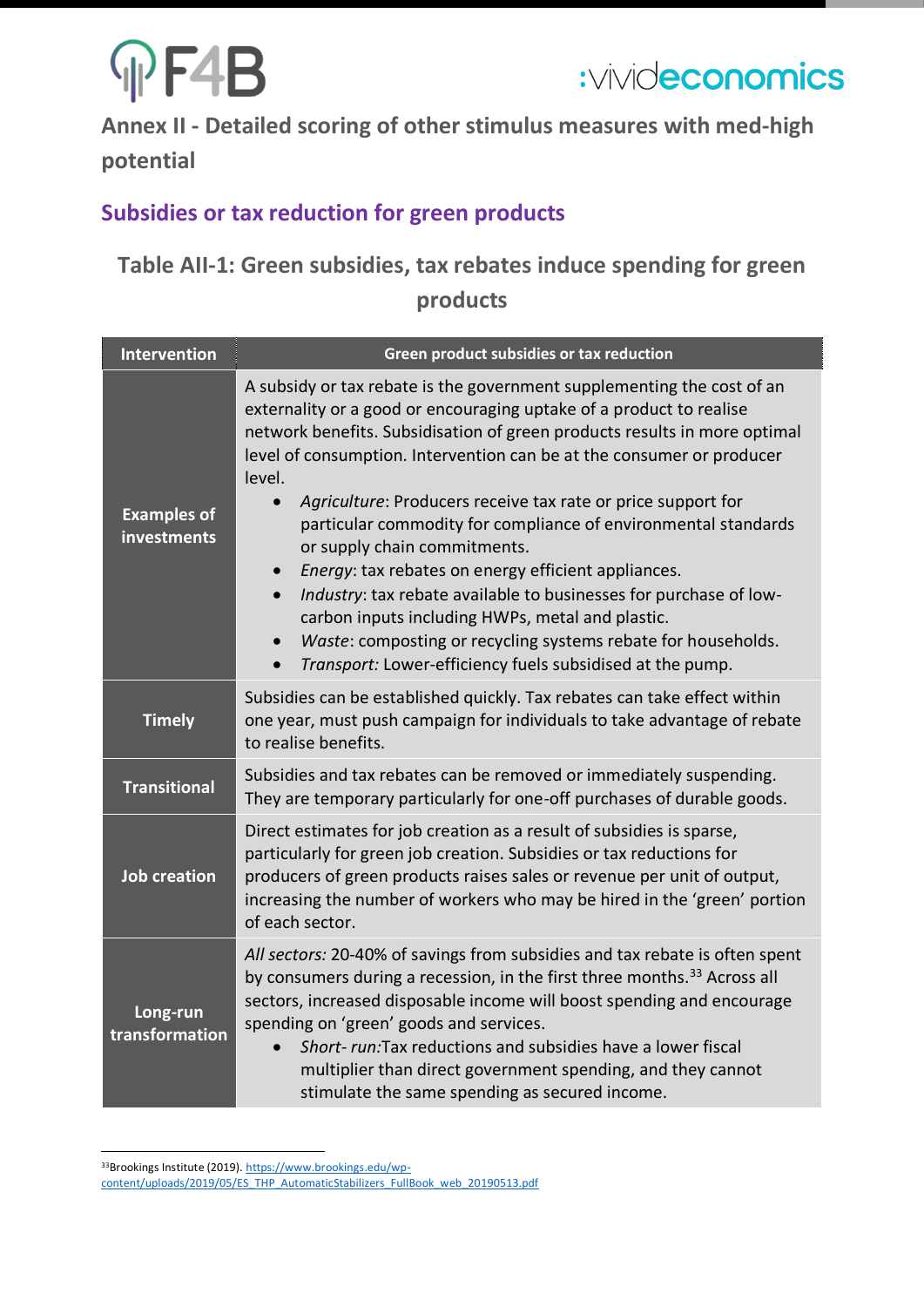## Annex II - Detailed scoring of other stimulus measures with med-high potential

### Subsidies or tax reduction for green products

**Table AII-1: Green subsidies, tax rebates induce spending for green products**

| Intervention | Green product subsidies or tax reduction |
|---|---|
| **Examples of investments** | A subsidy or tax rebate is the government supplementing the cost of an externality or a good or encouraging uptake of a product to realise network benefits. Subsidisation of green products results in more optimal level of consumption. Intervention can be at the consumer or producer level.<br>• *Agriculture*: Producers receive tax rate or price support for particular commodity for compliance of environmental standards or supply chain commitments.<br>• *Energy*: tax rebates on energy efficient appliances.<br>• *Industry*: tax rebate available to businesses for purchase of low-carbon inputs including HWPs, metal and plastic.<br>• *Waste*: composting or recycling systems rebate for households.<br>• *Transport:* Lower-efficiency fuels subsidised at the pump. |
| **Timely** | Subsidies can be established quickly. Tax rebates can take effect within one year, must push campaign for individuals to take advantage of rebate to realise benefits. |
| **Transitional** | Subsidies and tax rebates can be removed or immediately suspending. They are temporary particularly for one-off purchases of durable goods. |
| **Job creation** | Direct estimates for job creation as a result of subsidies is sparse, particularly for green job creation. Subsidies or tax reductions for producers of green products raises sales or revenue per unit of output, increasing the number of workers who may be hired in the 'green' portion of each sector. |
| **Long-run transformation** | *All sectors:* 20-40% of savings from subsidies and tax rebate is often spent by consumers during a recession, in the first three months.[33] Across all sectors, increased disposable income will boost spending and encourage spending on 'green' goods and services.<br>• *Short- run:*Tax reductions and subsidies have a lower fiscal multiplier than direct government spending, and they cannot stimulate the same spending as secured income. |

[33]Brookings Institute (2019). https://www.brookings.edu/wp-content/uploads/2019/05/ES_THP_AutomaticStabilizers_FullBook_web_20190513.pdf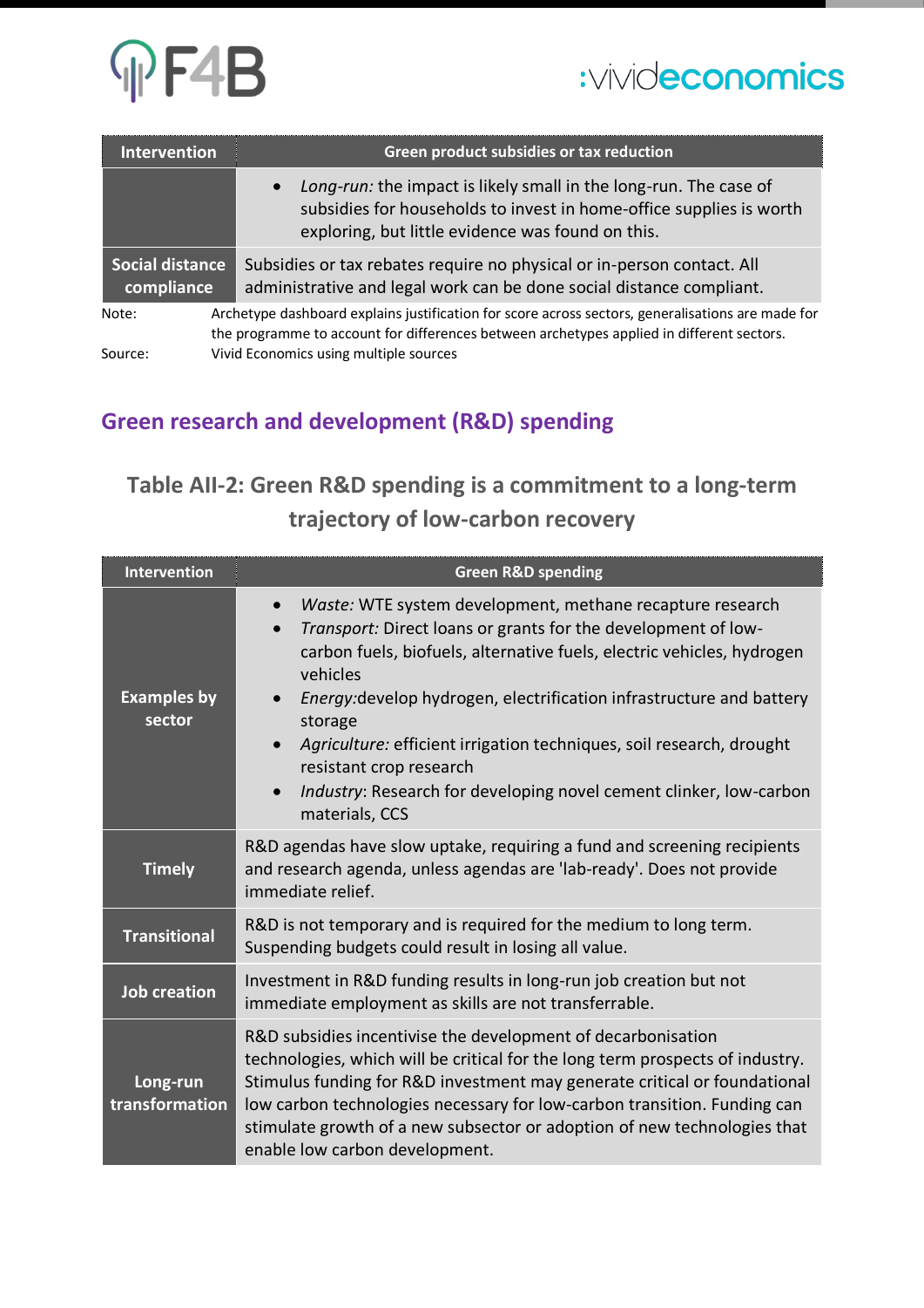| Intervention | Green product subsidies or tax reduction |
|---|---|
| | • *Long-run:* the impact is likely small in the long-run. The case of subsidies for households to invest in home-office supplies is worth exploring, but little evidence was found on this. |
| **Social distance compliance** | Subsidies or tax rebates require no physical or in-person contact. All administrative and legal work can be done social distance compliant. |

Note: Archetype dashboard explains justification for score across sectors, generalisations are made for the programme to account for differences between archetypes applied in different sectors.

Source: Vivid Economics using multiple sources

## Green research and development (R&D) spending

### Table AII-2: Green R&D spending is a commitment to a long-term trajectory of low-carbon recovery

| Intervention | Green R&D spending |
|---|---|
| **Examples by sector** | • *Waste:* WTE system development, methane recapture research<br>• *Transport:* Direct loans or grants for the development of low-carbon fuels, biofuels, alternative fuels, electric vehicles, hydrogen vehicles<br>• *Energy:*develop hydrogen, electrification infrastructure and battery storage<br>• *Agriculture:* efficient irrigation techniques, soil research, drought resistant crop research<br>• *Industry*: Research for developing novel cement clinker, low-carbon materials, CCS |
| **Timely** | R&D agendas have slow uptake, requiring a fund and screening recipients and research agenda, unless agendas are 'lab-ready'. Does not provide immediate relief. |
| **Transitional** | R&D is not temporary and is required for the medium to long term. Suspending budgets could result in losing all value. |
| **Job creation** | Investment in R&D funding results in long-run job creation but not immediate employment as skills are not transferrable. |
| **Long-run transformation** | R&D subsidies incentivise the development of decarbonisation technologies, which will be critical for the long term prospects of industry. Stimulus funding for R&D investment may generate critical or foundational low carbon technologies necessary for low-carbon transition. Funding can stimulate growth of a new subsector or adoption of new technologies that enable low carbon development. |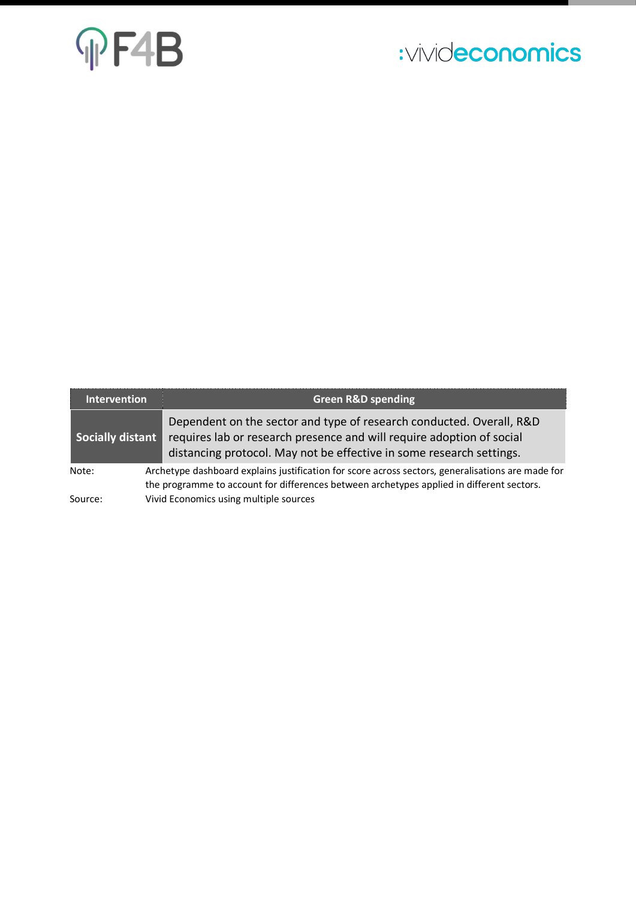| Intervention | Green R&D spending |
| --- | --- |
| **Socially distant** | Dependent on the sector and type of research conducted. Overall, R&D requires lab or research presence and will require adoption of social distancing protocol. May not be effective in some research settings. |

Note: Archetype dashboard explains justification for score across sectors, generalisations are made for the programme to account for differences between archetypes applied in different sectors.

Source: Vivid Economics using multiple sources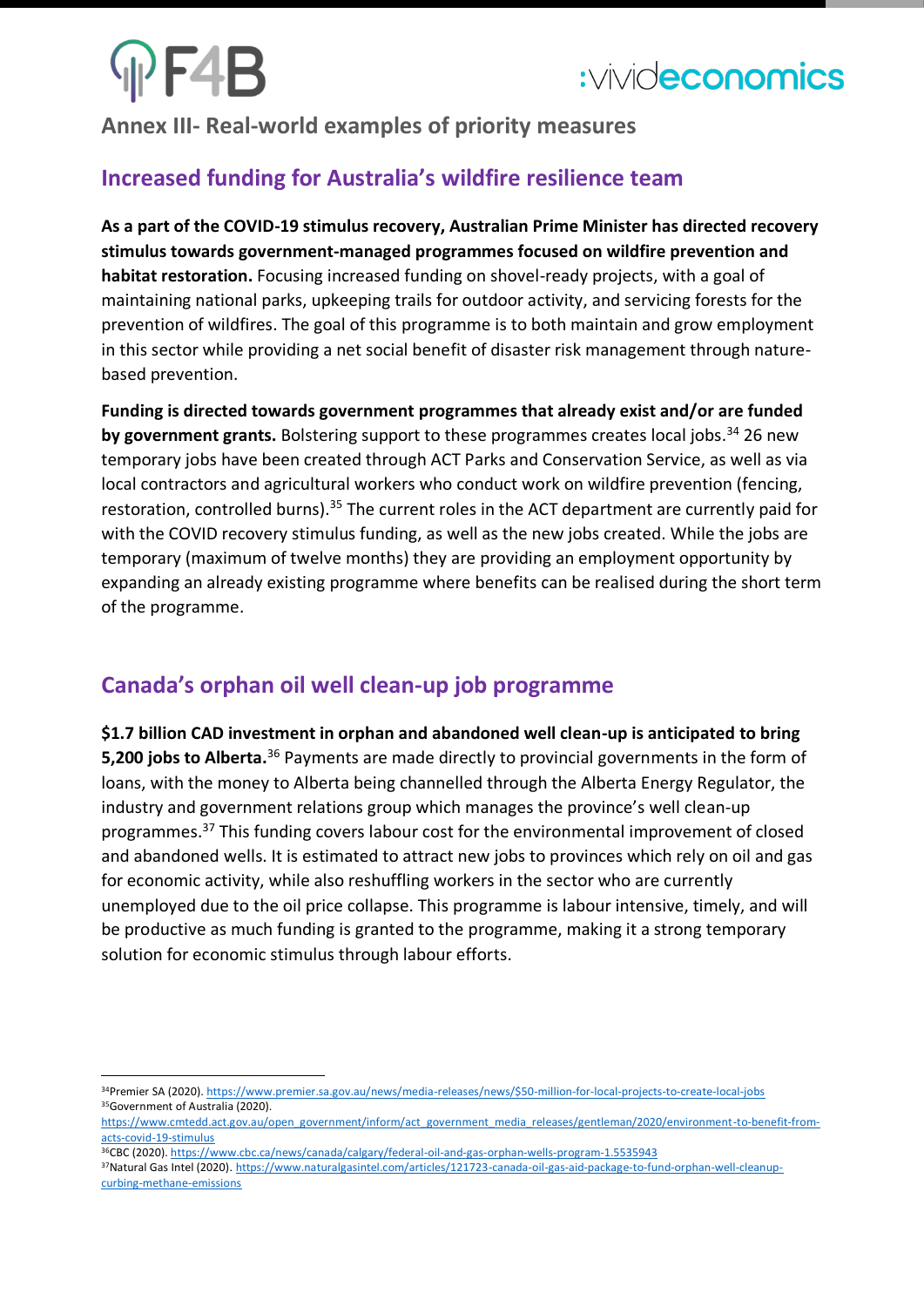## Annex III- Real-world examples of priority measures

### Increased funding for Australia's wildfire resilience team

**As a part of the COVID-19 stimulus recovery, Australian Prime Minister has directed recovery stimulus towards government-managed programmes focused on wildfire prevention and habitat restoration.** Focusing increased funding on shovel-ready projects, with a goal of maintaining national parks, upkeeping trails for outdoor activity, and servicing forests for the prevention of wildfires. The goal of this programme is to both maintain and grow employment in this sector while providing a net social benefit of disaster risk management through nature-based prevention.

**Funding is directed towards government programmes that already exist and/or are funded by government grants.** Bolstering support to these programmes creates local jobs.[34] 26 new temporary jobs have been created through ACT Parks and Conservation Service, as well as via local contractors and agricultural workers who conduct work on wildfire prevention (fencing, restoration, controlled burns).[35] The current roles in the ACT department are currently paid for with the COVID recovery stimulus funding, as well as the new jobs created. While the jobs are temporary (maximum of twelve months) they are providing an employment opportunity by expanding an already existing programme where benefits can be realised during the short term of the programme.

### Canada's orphan oil well clean-up job programme

**$1.7 billion CAD investment in orphan and abandoned well clean-up is anticipated to bring 5,200 jobs to Alberta.**[36] Payments are made directly to provincial governments in the form of loans, with the money to Alberta being channelled through the Alberta Energy Regulator, the industry and government relations group which manages the province's well clean-up programmes.[37] This funding covers labour cost for the environmental improvement of closed and abandoned wells. It is estimated to attract new jobs to provinces which rely on oil and gas for economic activity, while also reshuffling workers in the sector who are currently unemployed due to the oil price collapse. This programme is labour intensive, timely, and will be productive as much funding is granted to the programme, making it a strong temporary solution for economic stimulus through labour efforts.

---

[34] Premier SA (2020). https://www.premier.sa.gov.au/news/media-releases/news/$50-million-for-local-projects-to-create-local-jobs

[35] Government of Australia (2020). https://www.cmtedd.act.gov.au/open_government/inform/act_government_media_releases/gentleman/2020/environment-to-benefit-from-acts-covid-19-stimulus

[36] CBC (2020). https://www.cbc.ca/news/canada/calgary/federal-oil-and-gas-orphan-wells-program-1.5535943

[37] Natural Gas Intel (2020). https://www.naturalgasintel.com/articles/121723-canada-oil-gas-aid-package-to-fund-orphan-well-cleanup-curbing-methane-emissions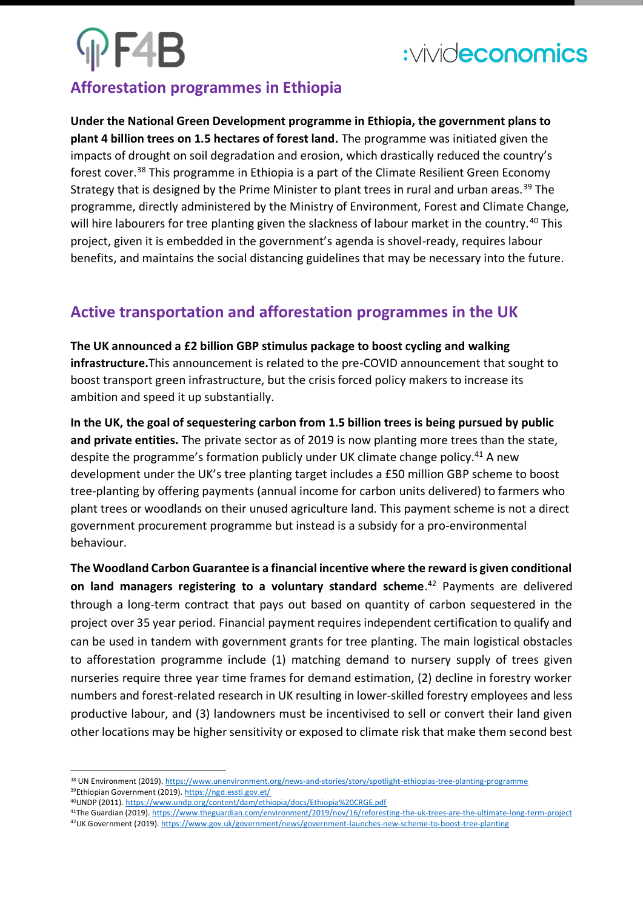## Afforestation programmes in Ethiopia

**Under the National Green Development programme in Ethiopia, the government plans to plant 4 billion trees on 1.5 hectares of forest land.** The programme was initiated given the impacts of drought on soil degradation and erosion, which drastically reduced the country's forest cover.[38] This programme in Ethiopia is a part of the Climate Resilient Green Economy Strategy that is designed by the Prime Minister to plant trees in rural and urban areas.[39] The programme, directly administered by the Ministry of Environment, Forest and Climate Change, will hire labourers for tree planting given the slackness of labour market in the country.[40] This project, given it is embedded in the government's agenda is shovel-ready, requires labour benefits, and maintains the social distancing guidelines that may be necessary into the future.

## Active transportation and afforestation programmes in the UK

**The UK announced a £2 billion GBP stimulus package to boost cycling and walking infrastructure.**This announcement is related to the pre-COVID announcement that sought to boost transport green infrastructure, but the crisis forced policy makers to increase its ambition and speed it up substantially.

**In the UK, the goal of sequestering carbon from 1.5 billion trees is being pursued by public and private entities.** The private sector as of 2019 is now planting more trees than the state, despite the programme's formation publicly under UK climate change policy.[41] A new development under the UK's tree planting target includes a £50 million GBP scheme to boost tree-planting by offering payments (annual income for carbon units delivered) to farmers who plant trees or woodlands on their unused agriculture land. This payment scheme is not a direct government procurement programme but instead is a subsidy for a pro-environmental behaviour.

**The Woodland Carbon Guarantee is a financial incentive where the reward is given conditional on land managers registering to a voluntary standard scheme**.[42] Payments are delivered through a long-term contract that pays out based on quantity of carbon sequestered in the project over 35 year period. Financial payment requires independent certification to qualify and can be used in tandem with government grants for tree planting. The main logistical obstacles to afforestation programme include (1) matching demand to nursery supply of trees given nurseries require three year time frames for demand estimation, (2) decline in forestry worker numbers and forest-related research in UK resulting in lower-skilled forestry employees and less productive labour, and (3) landowners must be incentivised to sell or convert their land given other locations may be higher sensitivity or exposed to climate risk that make them second best

[38] UN Environment (2019). https://www.unenvironment.org/news-and-stories/story/spotlight-ethiopias-tree-planting-programme
[39] Ethiopian Government (2019). https://ngd.essti.gov.et/
[40] UNDP (2011). https://www.undp.org/content/dam/ethiopia/docs/Ethiopia%20CRGE.pdf
[41] The Guardian (2019). https://www.theguardian.com/environment/2019/nov/16/reforesting-the-uk-trees-are-the-ultimate-long-term-project
[42] UK Government (2019). https://www.gov.uk/government/news/government-launches-new-scheme-to-boost-tree-planting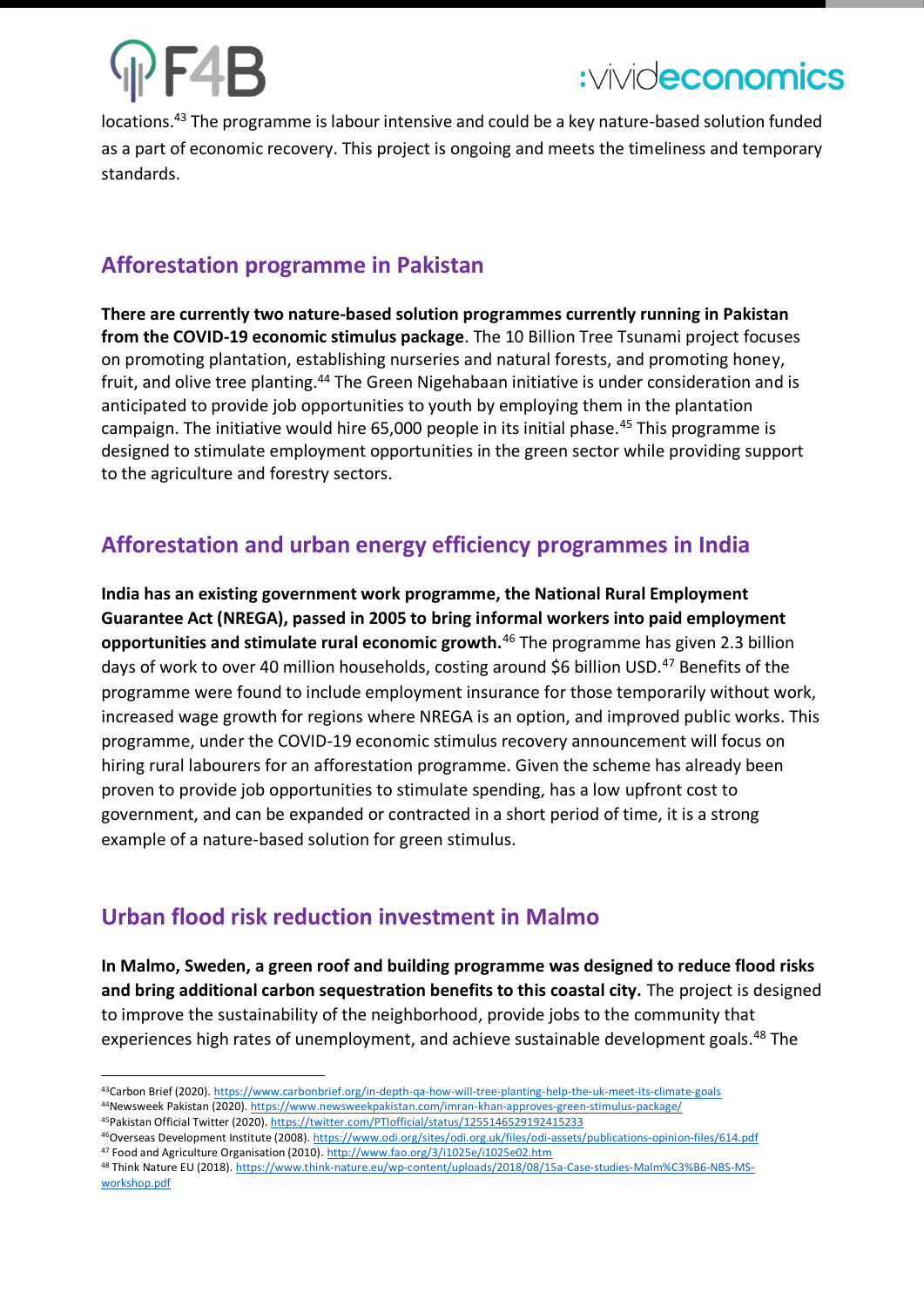locations.[43] The programme is labour intensive and could be a key nature-based solution funded as a part of economic recovery. This project is ongoing and meets the timeliness and temporary standards.

## Afforestation programme in Pakistan

**There are currently two nature-based solution programmes currently running in Pakistan from the COVID-19 economic stimulus package**. The 10 Billion Tree Tsunami project focuses on promoting plantation, establishing nurseries and natural forests, and promoting honey, fruit, and olive tree planting.[44] The Green Nigehabaan initiative is under consideration and is anticipated to provide job opportunities to youth by employing them in the plantation campaign. The initiative would hire 65,000 people in its initial phase.[45] This programme is designed to stimulate employment opportunities in the green sector while providing support to the agriculture and forestry sectors.

## Afforestation and urban energy efficiency programmes in India

**India has an existing government work programme, the National Rural Employment Guarantee Act (NREGA), passed in 2005 to bring informal workers into paid employment opportunities and stimulate rural economic growth.**[46] The programme has given 2.3 billion days of work to over 40 million households, costing around $6 billion USD.[47] Benefits of the programme were found to include employment insurance for those temporarily without work, increased wage growth for regions where NREGA is an option, and improved public works. This programme, under the COVID-19 economic stimulus recovery announcement will focus on hiring rural labourers for an afforestation programme. Given the scheme has already been proven to provide job opportunities to stimulate spending, has a low upfront cost to government, and can be expanded or contracted in a short period of time, it is a strong example of a nature-based solution for green stimulus.

## Urban flood risk reduction investment in Malmo

**In Malmo, Sweden, a green roof and building programme was designed to reduce flood risks and bring additional carbon sequestration benefits to this coastal city.** The project is designed to improve the sustainability of the neighborhood, provide jobs to the community that experiences high rates of unemployment, and achieve sustainable development goals.[48] The

---

[43] Carbon Brief (2020). https://www.carbonbrief.org/in-depth-qa-how-will-tree-planting-help-the-uk-meet-its-climate-goals

[44] Newsweek Pakistan (2020). https://www.newsweekpakistan.com/imran-khan-approves-green-stimulus-package/

[45] Pakistan Official Twitter (2020). https://twitter.com/PTIofficial/status/1255146529192415233

[46] Overseas Development Institute (2008). https://www.odi.org/sites/odi.org.uk/files/odi-assets/publications-opinion-files/614.pdf

[47] Food and Agriculture Organisation (2010). http://www.fao.org/3/i1025e/i1025e02.htm

[48] Think Nature EU (2018). https://www.think-nature.eu/wp-content/uploads/2018/08/15a-Case-studies-Malm%C3%B6-NBS-MS-workshop.pdf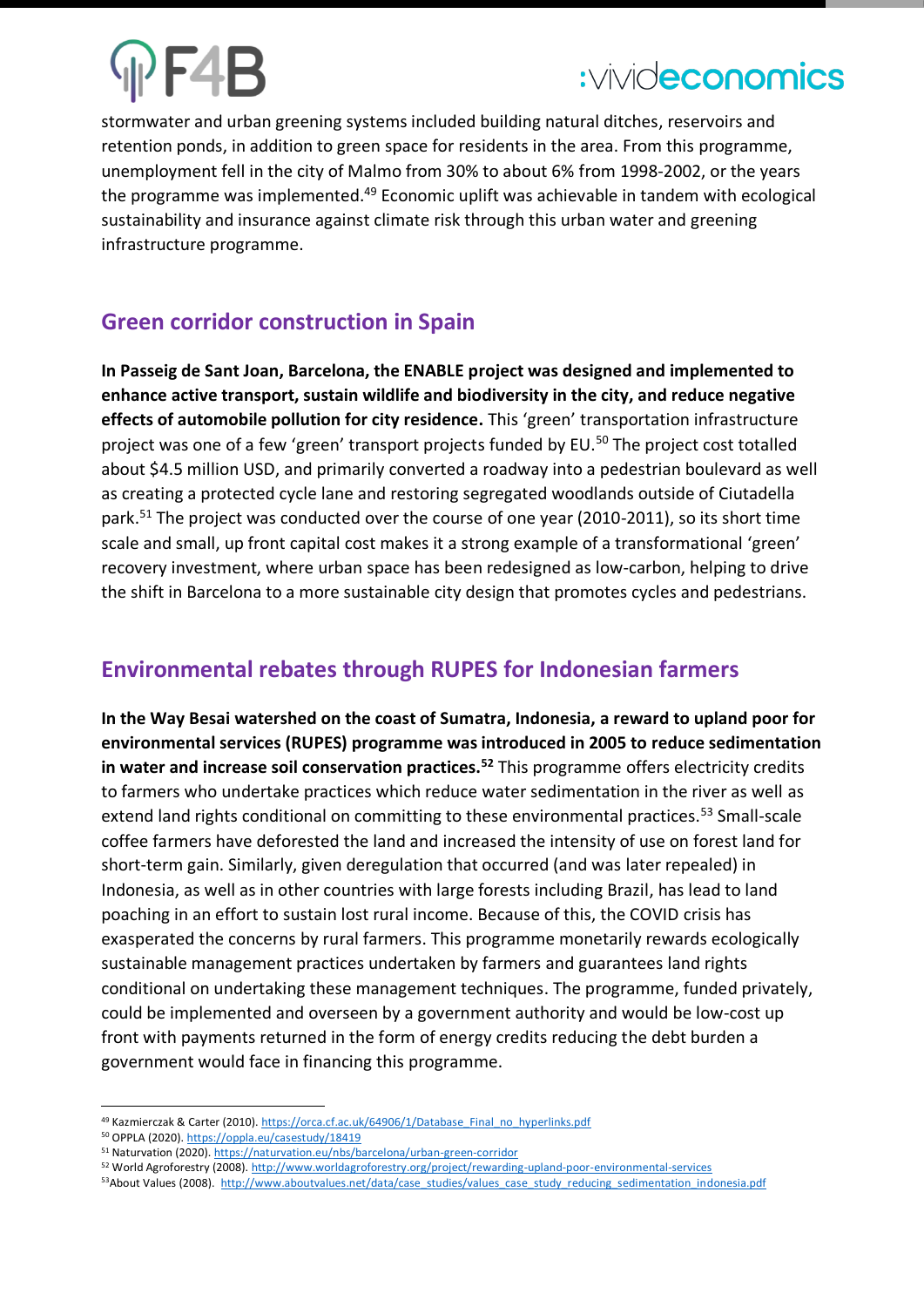stormwater and urban greening systems included building natural ditches, reservoirs and retention ponds, in addition to green space for residents in the area. From this programme, unemployment fell in the city of Malmo from 30% to about 6% from 1998-2002, or the years the programme was implemented.[49] Economic uplift was achievable in tandem with ecological sustainability and insurance against climate risk through this urban water and greening infrastructure programme.

## Green corridor construction in Spain

**In Passeig de Sant Joan, Barcelona, the ENABLE project was designed and implemented to enhance active transport, sustain wildlife and biodiversity in the city, and reduce negative effects of automobile pollution for city residence.** This 'green' transportation infrastructure project was one of a few 'green' transport projects funded by EU.[50] The project cost totalled about $4.5 million USD, and primarily converted a roadway into a pedestrian boulevard as well as creating a protected cycle lane and restoring segregated woodlands outside of Ciutadella park.[51] The project was conducted over the course of one year (2010-2011), so its short time scale and small, up front capital cost makes it a strong example of a transformational 'green' recovery investment, where urban space has been redesigned as low-carbon, helping to drive the shift in Barcelona to a more sustainable city design that promotes cycles and pedestrians.

## Environmental rebates through RUPES for Indonesian farmers

**In the Way Besai watershed on the coast of Sumatra, Indonesia, a reward to upland poor for environmental services (RUPES) programme was introduced in 2005 to reduce sedimentation in water and increase soil conservation practices.[52]** This programme offers electricity credits to farmers who undertake practices which reduce water sedimentation in the river as well as extend land rights conditional on committing to these environmental practices.[53] Small-scale coffee farmers have deforested the land and increased the intensity of use on forest land for short-term gain. Similarly, given deregulation that occurred (and was later repealed) in Indonesia, as well as in other countries with large forests including Brazil, has lead to land poaching in an effort to sustain lost rural income. Because of this, the COVID crisis has exasperated the concerns by rural farmers. This programme monetarily rewards ecologically sustainable management practices undertaken by farmers and guarantees land rights conditional on undertaking these management techniques. The programme, funded privately, could be implemented and overseen by a government authority and would be low-cost up front with payments returned in the form of energy credits reducing the debt burden a government would face in financing this programme.

---

[49] Kazmierczak & Carter (2010). https://orca.cf.ac.uk/64906/1/Database_Final_no_hyperlinks.pdf

[50] OPPLA (2020). https://oppla.eu/casestudy/18419

[51] Naturvation (2020). https://naturvation.eu/nbs/barcelona/urban-green-corridor

[52] World Agroforestry (2008). http://www.worldagroforestry.org/project/rewarding-upland-poor-environmental-services

[53] About Values (2008). http://www.aboutvalues.net/data/case_studies/values_case_study_reducing_sedimentation_indonesia.pdf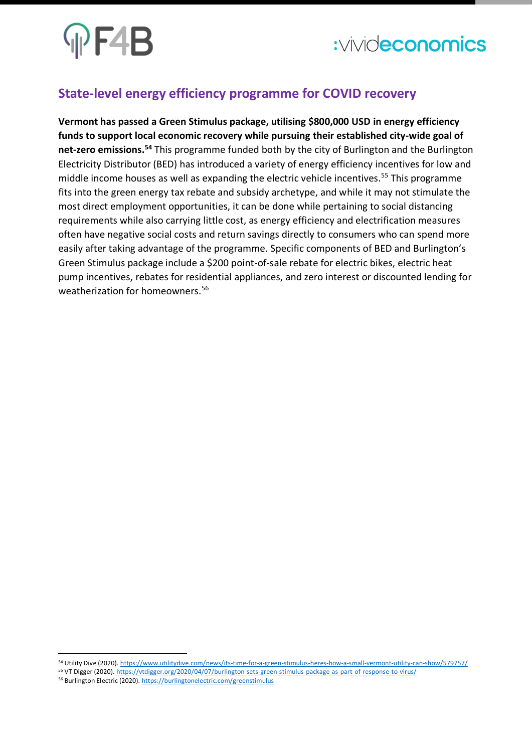## State-level energy efficiency programme for COVID recovery

**Vermont has passed a Green Stimulus package, utilising $800,000 USD in energy efficiency funds to support local economic recovery while pursuing their established city-wide goal of net-zero emissions.[54]** This programme funded both by the city of Burlington and the Burlington Electricity Distributor (BED) has introduced a variety of energy efficiency incentives for low and middle income houses as well as expanding the electric vehicle incentives.[55] This programme fits into the green energy tax rebate and subsidy archetype, and while it may not stimulate the most direct employment opportunities, it can be done while pertaining to social distancing requirements while also carrying little cost, as energy efficiency and electrification measures often have negative social costs and return savings directly to consumers who can spend more easily after taking advantage of the programme. Specific components of BED and Burlington's Green Stimulus package include a $200 point-of-sale rebate for electric bikes, electric heat pump incentives, rebates for residential appliances, and zero interest or discounted lending for weatherization for homeowners.[56]

---

[54] Utility Dive (2020). https://www.utilitydive.com/news/its-time-for-a-green-stimulus-heres-how-a-small-vermont-utility-can-show/579757/

[55] VT Digger (2020). https://vtdigger.org/2020/04/07/burlington-sets-green-stimulus-package-as-part-of-response-to-virus/

[56] Burlington Electric (2020). https://burlingtonelectric.com/greenstimulus